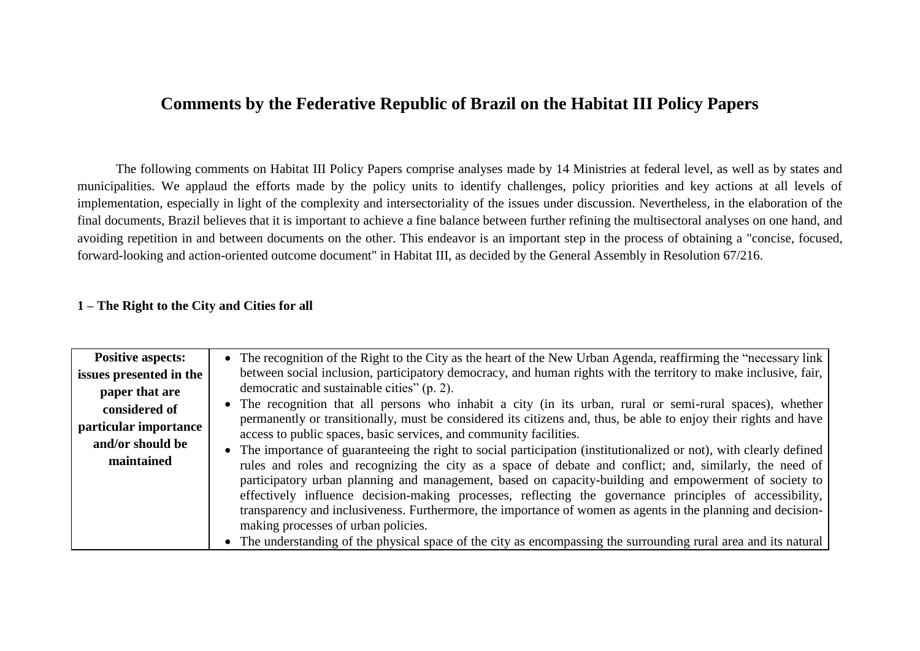# Comments by the Federative Republic of Brazil on the Habitat III Policy Papers

The following comments on Habitat III Policy Papers comprise analyses made by 14 Ministries at federal level, as well as by states and municipalities. We applaud the efforts made by the policy units to identify challenges, policy priorities and key actions at all levels of implementation, especially in light of the complexity and intersectoriality of the issues under discussion. Nevertheless, in the elaboration of the final documents, Brazil believes that it is important to achieve a fine balance between further refining the multisectoral analyses on one hand, and avoiding repetition in and between documents on the other. This endeavor is an important step in the process of obtaining a "concise, focused, forward-looking and action-oriented outcome document" in Habitat III, as decided by the General Assembly in Resolution 67/216.

## 1 – The Right to the City and Cities for all

| **Positive aspects: issues presented in the paper that are considered of particular importance and/or should be maintained** | • The recognition of the Right to the City as the heart of the New Urban Agenda, reaffirming the "necessary link between social inclusion, participatory democracy, and human rights with the territory to make inclusive, fair, democratic and sustainable cities" (p. 2).<br>• The recognition that all persons who inhabit a city (in its urban, rural or semi-rural spaces), whether permanently or transitionally, must be considered its citizens and, thus, be able to enjoy their rights and have access to public spaces, basic services, and community facilities.<br>• The importance of guaranteeing the right to social participation (institutionalized or not), with clearly defined rules and roles and recognizing the city as a space of debate and conflict; and, similarly, the need of participatory urban planning and management, based on capacity-building and empowerment of society to effectively influence decision-making processes, reflecting the governance principles of accessibility, transparency and inclusiveness. Furthermore, the importance of women as agents in the planning and decision-making processes of urban policies.<br>• The understanding of the physical space of the city as encompassing the surrounding rural area and its natural |
|---|---|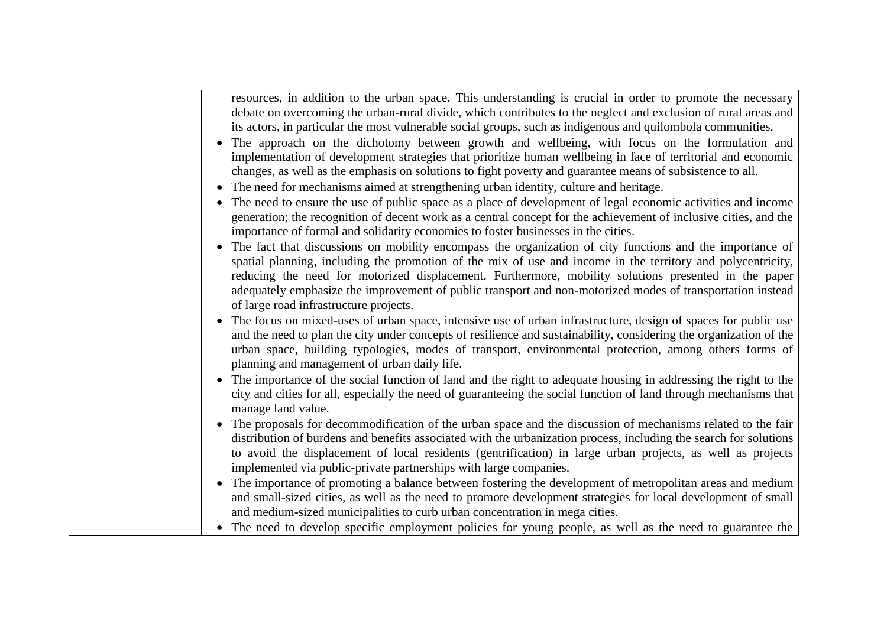| | |
|---|---|
| | resources, in addition to the urban space. This understanding is crucial in order to promote the necessary debate on overcoming the urban-rural divide, which contributes to the neglect and exclusion of rural areas and its actors, in particular the most vulnerable social groups, such as indigenous and quilombola communities.<br>• The approach on the dichotomy between growth and wellbeing, with focus on the formulation and implementation of development strategies that prioritize human wellbeing in face of territorial and economic changes, as well as the emphasis on solutions to fight poverty and guarantee means of subsistence to all.<br>• The need for mechanisms aimed at strengthening urban identity, culture and heritage.<br>• The need to ensure the use of public space as a place of development of legal economic activities and income generation; the recognition of decent work as a central concept for the achievement of inclusive cities, and the importance of formal and solidarity economies to foster businesses in the cities.<br>• The fact that discussions on mobility encompass the organization of city functions and the importance of spatial planning, including the promotion of the mix of use and income in the territory and polycentricity, reducing the need for motorized displacement. Furthermore, mobility solutions presented in the paper adequately emphasize the improvement of public transport and non-motorized modes of transportation instead of large road infrastructure projects.<br>• The focus on mixed-uses of urban space, intensive use of urban infrastructure, design of spaces for public use and the need to plan the city under concepts of resilience and sustainability, considering the organization of the urban space, building typologies, modes of transport, environmental protection, among others forms of planning and management of urban daily life.<br>• The importance of the social function of land and the right to adequate housing in addressing the right to the city and cities for all, especially the need of guaranteeing the social function of land through mechanisms that manage land value.<br>• The proposals for decommodification of the urban space and the discussion of mechanisms related to the fair distribution of burdens and benefits associated with the urbanization process, including the search for solutions to avoid the displacement of local residents (gentrification) in large urban projects, as well as projects implemented via public-private partnerships with large companies.<br>• The importance of promoting a balance between fostering the development of metropolitan areas and medium and small-sized cities, as well as the need to promote development strategies for local development of small and medium-sized municipalities to curb urban concentration in mega cities.<br>• The need to develop specific employment policies for young people, as well as the need to guarantee the |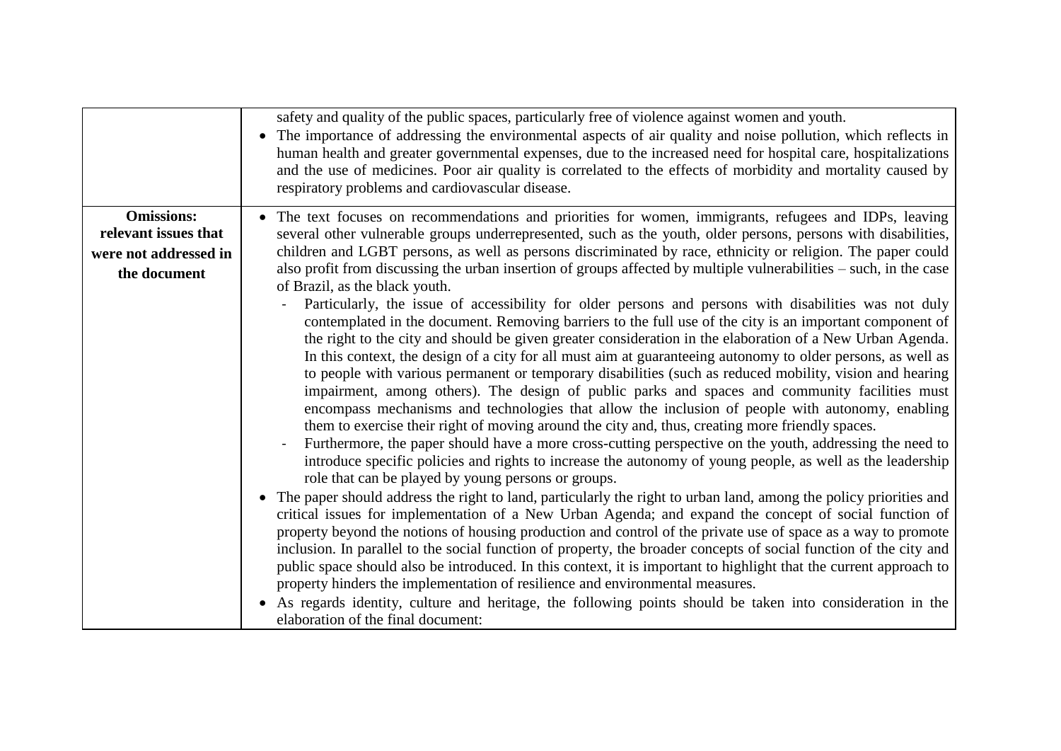| | |
|---|---|
| | safety and quality of the public spaces, particularly free of violence against women and youth.<br>• The importance of addressing the environmental aspects of air quality and noise pollution, which reflects in human health and greater governmental expenses, due to the increased need for hospital care, hospitalizations and the use of medicines. Poor air quality is correlated to the effects of morbidity and mortality caused by respiratory problems and cardiovascular disease. |
| **Omissions: relevant issues that were not addressed in the document** | • The text focuses on recommendations and priorities for women, immigrants, refugees and IDPs, leaving several other vulnerable groups underrepresented, such as the youth, older persons, persons with disabilities, children and LGBT persons, as well as persons discriminated by race, ethnicity or religion. The paper could also profit from discussing the urban insertion of groups affected by multiple vulnerabilities – such, in the case of Brazil, as the black youth.<br>- Particularly, the issue of accessibility for older persons and persons with disabilities was not duly contemplated in the document. Removing barriers to the full use of the city is an important component of the right to the city and should be given greater consideration in the elaboration of a New Urban Agenda. In this context, the design of a city for all must aim at guaranteeing autonomy to older persons, as well as to people with various permanent or temporary disabilities (such as reduced mobility, vision and hearing impairment, among others). The design of public parks and spaces and community facilities must encompass mechanisms and technologies that allow the inclusion of people with autonomy, enabling them to exercise their right of moving around the city and, thus, creating more friendly spaces.<br>- Furthermore, the paper should have a more cross-cutting perspective on the youth, addressing the need to introduce specific policies and rights to increase the autonomy of young people, as well as the leadership role that can be played by young persons or groups.<br>• The paper should address the right to land, particularly the right to urban land, among the policy priorities and critical issues for implementation of a New Urban Agenda; and expand the concept of social function of property beyond the notions of housing production and control of the private use of space as a way to promote inclusion. In parallel to the social function of property, the broader concepts of social function of the city and public space should also be introduced. In this context, it is important to highlight that the current approach to property hinders the implementation of resilience and environmental measures.<br>• As regards identity, culture and heritage, the following points should be taken into consideration in the elaboration of the final document: |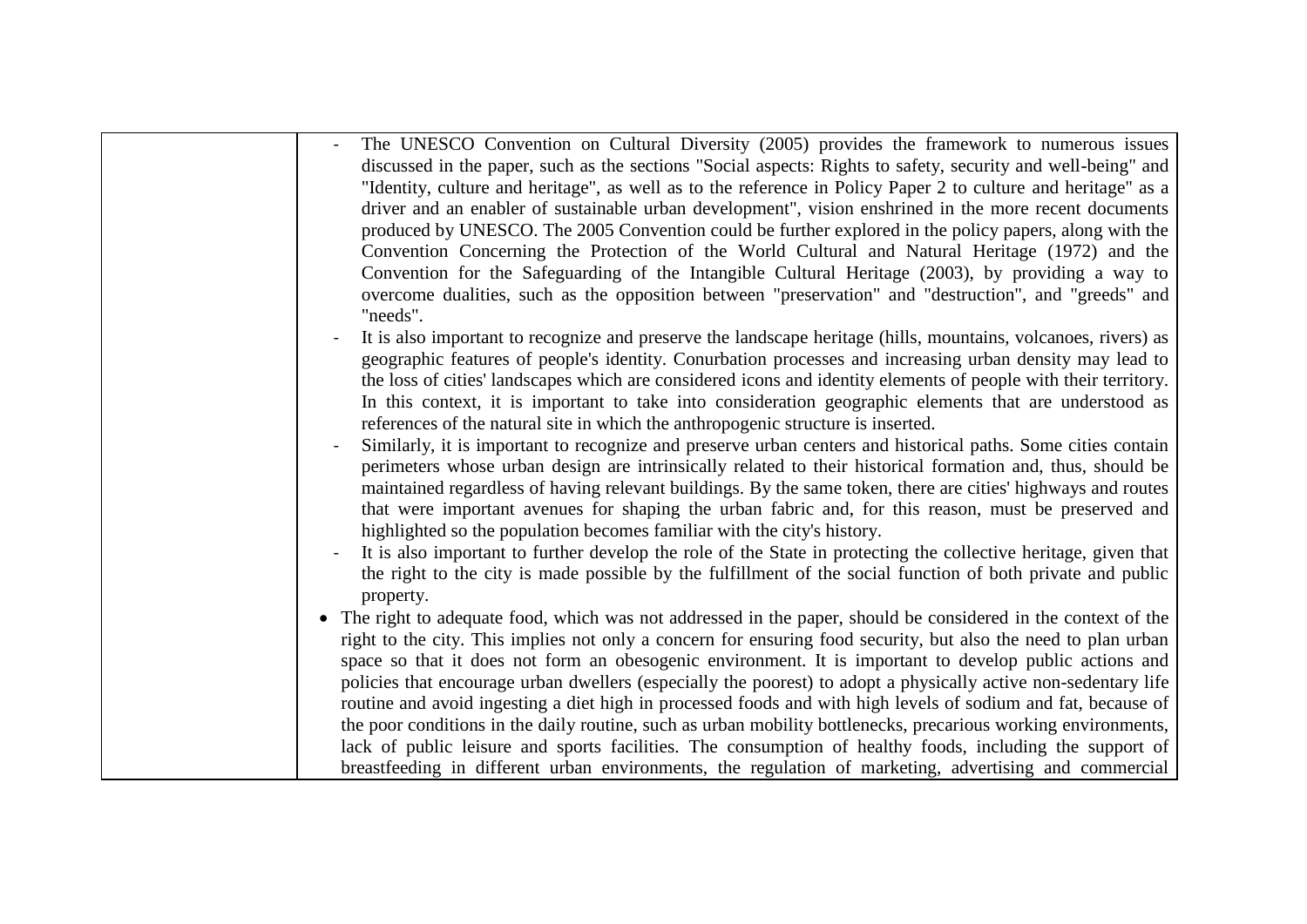| | - The UNESCO Convention on Cultural Diversity (2005) provides the framework to numerous issues discussed in the paper, such as the sections "Social aspects: Rights to safety, security and well-being" and "Identity, culture and heritage", as well as to the reference in Policy Paper 2 to culture and heritage" as a driver and an enabler of sustainable urban development", vision enshrined in the more recent documents produced by UNESCO. The 2005 Convention could be further explored in the policy papers, along with the Convention Concerning the Protection of the World Cultural and Natural Heritage (1972) and the Convention for the Safeguarding of the Intangible Cultural Heritage (2003), by providing a way to overcome dualities, such as the opposition between "preservation" and "destruction", and "greeds" and "needs".<br>- It is also important to recognize and preserve the landscape heritage (hills, mountains, volcanoes, rivers) as geographic features of people's identity. Conurbation processes and increasing urban density may lead to the loss of cities' landscapes which are considered icons and identity elements of people with their territory. In this context, it is important to take into consideration geographic elements that are understood as references of the natural site in which the anthropogenic structure is inserted.<br>- Similarly, it is important to recognize and preserve urban centers and historical paths. Some cities contain perimeters whose urban design are intrinsically related to their historical formation and, thus, should be maintained regardless of having relevant buildings. By the same token, there are cities' highways and routes that were important avenues for shaping the urban fabric and, for this reason, must be preserved and highlighted so the population becomes familiar with the city's history.<br>- It is also important to further develop the role of the State in protecting the collective heritage, given that the right to the city is made possible by the fulfillment of the social function of both private and public property.<br>• The right to adequate food, which was not addressed in the paper, should be considered in the context of the right to the city. This implies not only a concern for ensuring food security, but also the need to plan urban space so that it does not form an obesogenic environment. It is important to develop public actions and policies that encourage urban dwellers (especially the poorest) to adopt a physically active non-sedentary life routine and avoid ingesting a diet high in processed foods and with high levels of sodium and fat, because of the poor conditions in the daily routine, such as urban mobility bottlenecks, precarious working environments, lack of public leisure and sports facilities. The consumption of healthy foods, including the support of breastfeeding in different urban environments, the regulation of marketing, advertising and commercial |
|---|---|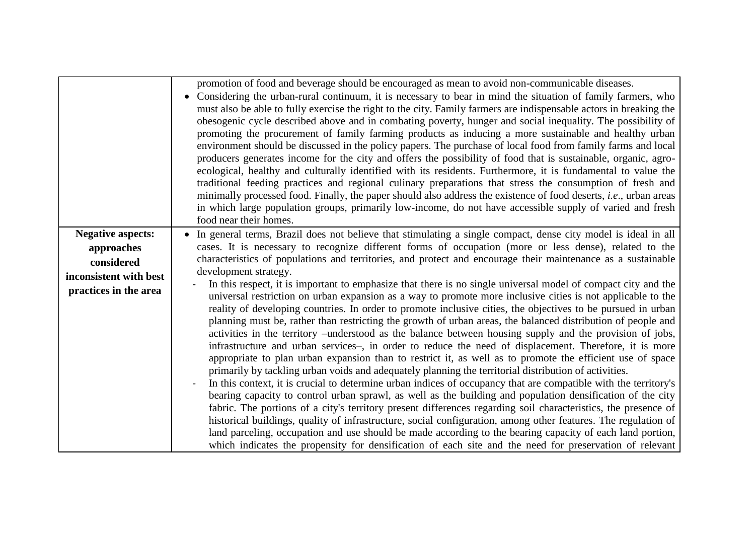| | |
|---|---|
| | promotion of food and beverage should be encouraged as mean to avoid non-communicable diseases.<br>• Considering the urban-rural continuum, it is necessary to bear in mind the situation of family farmers, who must also be able to fully exercise the right to the city. Family farmers are indispensable actors in breaking the obesogenic cycle described above and in combating poverty, hunger and social inequality. The possibility of promoting the procurement of family farming products as inducing a more sustainable and healthy urban environment should be discussed in the policy papers. The purchase of local food from family farms and local producers generates income for the city and offers the possibility of food that is sustainable, organic, agro-ecological, healthy and culturally identified with its residents. Furthermore, it is fundamental to value the traditional feeding practices and regional culinary preparations that stress the consumption of fresh and minimally processed food. Finally, the paper should also address the existence of food deserts, *i.e*., urban areas in which large population groups, primarily low-income, do not have accessible supply of varied and fresh food near their homes. |
| **Negative aspects: approaches considered inconsistent with best practices in the area** | • In general terms, Brazil does not believe that stimulating a single compact, dense city model is ideal in all cases. It is necessary to recognize different forms of occupation (more or less dense), related to the characteristics of populations and territories, and protect and encourage their maintenance as a sustainable development strategy.<br>- In this respect, it is important to emphasize that there is no single universal model of compact city and the universal restriction on urban expansion as a way to promote more inclusive cities is not applicable to the reality of developing countries. In order to promote inclusive cities, the objectives to be pursued in urban planning must be, rather than restricting the growth of urban areas, the balanced distribution of people and activities in the territory –understood as the balance between housing supply and the provision of jobs, infrastructure and urban services–, in order to reduce the need of displacement. Therefore, it is more appropriate to plan urban expansion than to restrict it, as well as to promote the efficient use of space primarily by tackling urban voids and adequately planning the territorial distribution of activities.<br>- In this context, it is crucial to determine urban indices of occupancy that are compatible with the territory's bearing capacity to control urban sprawl, as well as the building and population densification of the city fabric. The portions of a city's territory present differences regarding soil characteristics, the presence of historical buildings, quality of infrastructure, social configuration, among other features. The regulation of land parceling, occupation and use should be made according to the bearing capacity of each land portion, which indicates the propensity for densification of each site and the need for preservation of relevant |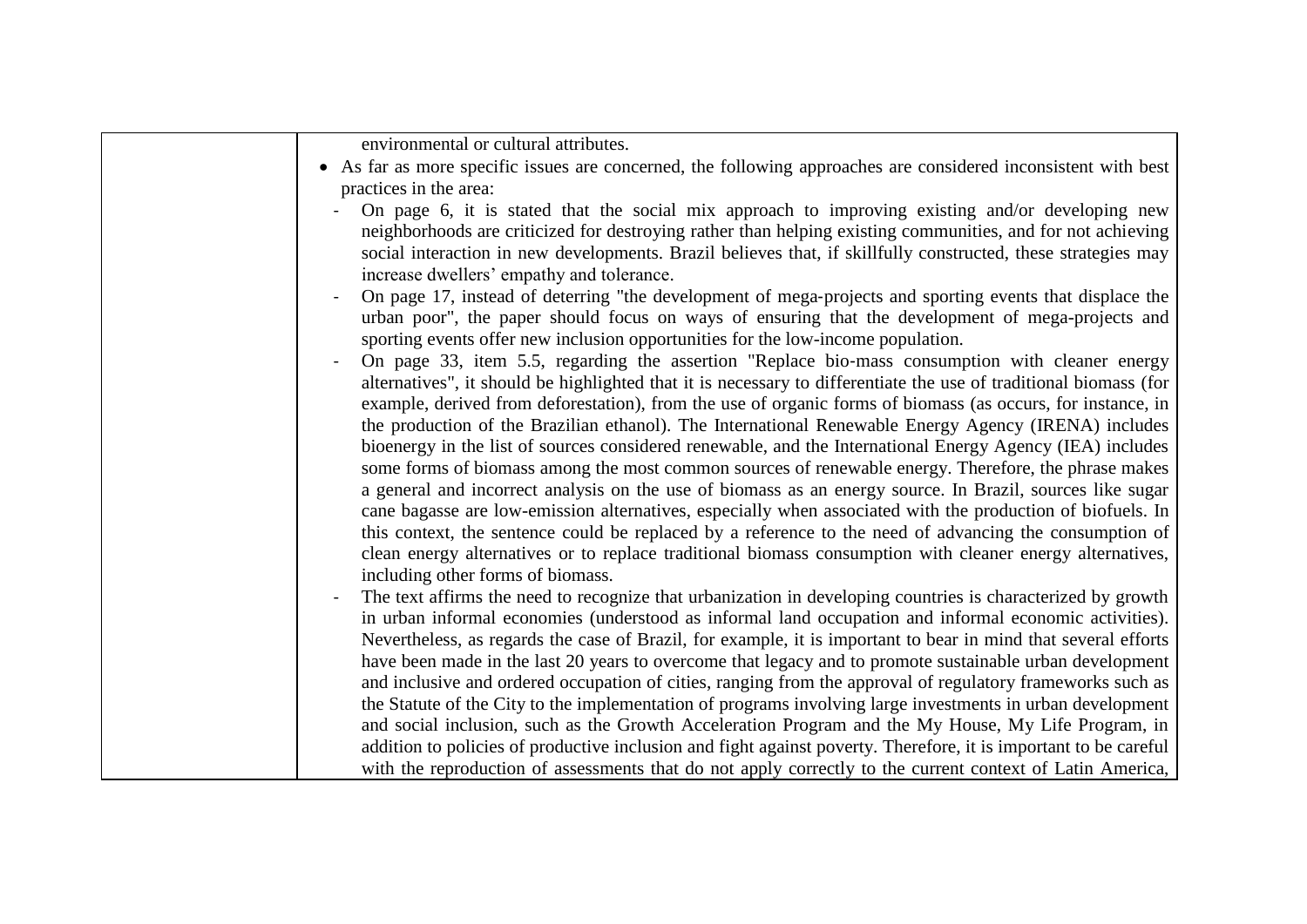| | environmental or cultural attributes.<br>• As far as more specific issues are concerned, the following approaches are considered inconsistent with best practices in the area:<br>- On page 6, it is stated that the social mix approach to improving existing and/or developing new neighborhoods are criticized for destroying rather than helping existing communities, and for not achieving social interaction in new developments. Brazil believes that, if skillfully constructed, these strategies may increase dwellers' empathy and tolerance.<br>- On page 17, instead of deterring "the development of mega-projects and sporting events that displace the urban poor", the paper should focus on ways of ensuring that the development of mega-projects and sporting events offer new inclusion opportunities for the low-income population.<br>- On page 33, item 5.5, regarding the assertion "Replace bio-mass consumption with cleaner energy alternatives", it should be highlighted that it is necessary to differentiate the use of traditional biomass (for example, derived from deforestation), from the use of organic forms of biomass (as occurs, for instance, in the production of the Brazilian ethanol). The International Renewable Energy Agency (IRENA) includes bioenergy in the list of sources considered renewable, and the International Energy Agency (IEA) includes some forms of biomass among the most common sources of renewable energy. Therefore, the phrase makes a general and incorrect analysis on the use of biomass as an energy source. In Brazil, sources like sugar cane bagasse are low-emission alternatives, especially when associated with the production of biofuels. In this context, the sentence could be replaced by a reference to the need of advancing the consumption of clean energy alternatives or to replace traditional biomass consumption with cleaner energy alternatives, including other forms of biomass.<br>- The text affirms the need to recognize that urbanization in developing countries is characterized by growth in urban informal economies (understood as informal land occupation and informal economic activities). Nevertheless, as regards the case of Brazil, for example, it is important to bear in mind that several efforts have been made in the last 20 years to overcome that legacy and to promote sustainable urban development and inclusive and ordered occupation of cities, ranging from the approval of regulatory frameworks such as the Statute of the City to the implementation of programs involving large investments in urban development and social inclusion, such as the Growth Acceleration Program and the My House, My Life Program, in addition to policies of productive inclusion and fight against poverty. Therefore, it is important to be careful with the reproduction of assessments that do not apply correctly to the current context of Latin America, |
|---|---|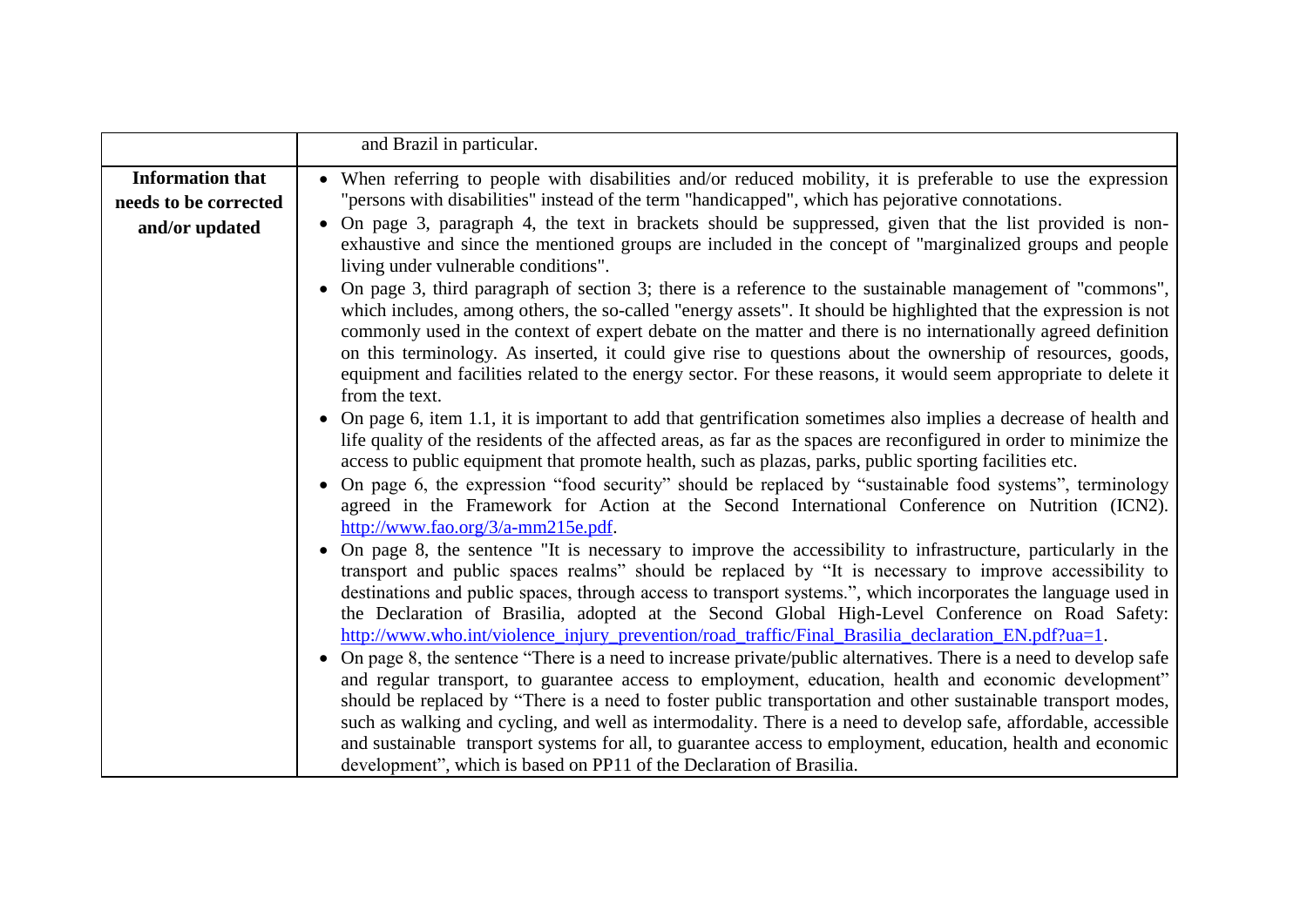| | |
|---|---|
| | and Brazil in particular. |
| **Information that needs to be corrected and/or updated** | • When referring to people with disabilities and/or reduced mobility, it is preferable to use the expression "persons with disabilities" instead of the term "handicapped", which has pejorative connotations.<br>• On page 3, paragraph 4, the text in brackets should be suppressed, given that the list provided is non-exhaustive and since the mentioned groups are included in the concept of "marginalized groups and people living under vulnerable conditions".<br>• On page 3, third paragraph of section 3; there is a reference to the sustainable management of "commons", which includes, among others, the so-called "energy assets". It should be highlighted that the expression is not commonly used in the context of expert debate on the matter and there is no internationally agreed definition on this terminology. As inserted, it could give rise to questions about the ownership of resources, goods, equipment and facilities related to the energy sector. For these reasons, it would seem appropriate to delete it from the text.<br>• On page 6, item 1.1, it is important to add that gentrification sometimes also implies a decrease of health and life quality of the residents of the affected areas, as far as the spaces are reconfigured in order to minimize the access to public equipment that promote health, such as plazas, parks, public sporting facilities etc.<br>• On page 6, the expression "food security" should be replaced by "sustainable food systems", terminology agreed in the Framework for Action at the Second International Conference on Nutrition (ICN2). http://www.fao.org/3/a-mm215e.pdf.<br>• On page 8, the sentence "It is necessary to improve the accessibility to infrastructure, particularly in the transport and public spaces realms" should be replaced by "It is necessary to improve accessibility to destinations and public spaces, through access to transport systems.", which incorporates the language used in the Declaration of Brasilia, adopted at the Second Global High-Level Conference on Road Safety: http://www.who.int/violence_injury_prevention/road_traffic/Final_Brasilia_declaration_EN.pdf?ua=1.<br>• On page 8, the sentence "There is a need to increase private/public alternatives. There is a need to develop safe and regular transport, to guarantee access to employment, education, health and economic development" should be replaced by "There is a need to foster public transportation and other sustainable transport modes, such as walking and cycling, and well as intermodality. There is a need to develop safe, affordable, accessible and sustainable transport systems for all, to guarantee access to employment, education, health and economic development", which is based on PP11 of the Declaration of Brasilia. |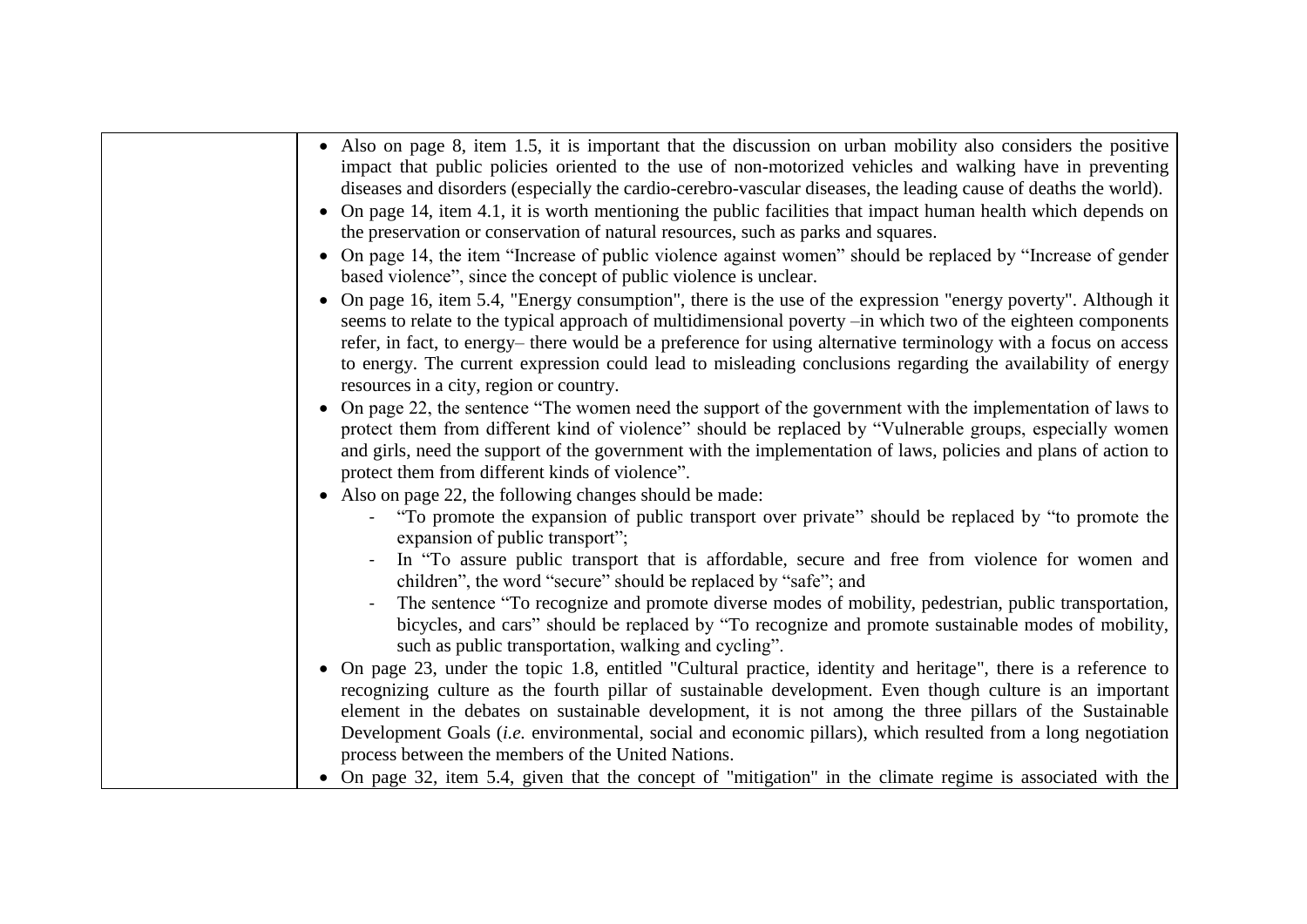| | |
|---|---|
| | • Also on page 8, item 1.5, it is important that the discussion on urban mobility also considers the positive impact that public policies oriented to the use of non-motorized vehicles and walking have in preventing diseases and disorders (especially the cardio-cerebro-vascular diseases, the leading cause of deaths the world).<br>• On page 14, item 4.1, it is worth mentioning the public facilities that impact human health which depends on the preservation or conservation of natural resources, such as parks and squares.<br>• On page 14, the item "Increase of public violence against women" should be replaced by "Increase of gender based violence", since the concept of public violence is unclear.<br>• On page 16, item 5.4, "Energy consumption", there is the use of the expression "energy poverty". Although it seems to relate to the typical approach of multidimensional poverty –in which two of the eighteen components refer, in fact, to energy– there would be a preference for using alternative terminology with a focus on access to energy. The current expression could lead to misleading conclusions regarding the availability of energy resources in a city, region or country.<br>• On page 22, the sentence "The women need the support of the government with the implementation of laws to protect them from different kind of violence" should be replaced by "Vulnerable groups, especially women and girls, need the support of the government with the implementation of laws, policies and plans of action to protect them from different kinds of violence".<br>• Also on page 22, the following changes should be made:<br>- "To promote the expansion of public transport over private" should be replaced by "to promote the expansion of public transport";<br>- In "To assure public transport that is affordable, secure and free from violence for women and children", the word "secure" should be replaced by "safe"; and<br>- The sentence "To recognize and promote diverse modes of mobility, pedestrian, public transportation, bicycles, and cars" should be replaced by "To recognize and promote sustainable modes of mobility, such as public transportation, walking and cycling".<br>• On page 23, under the topic 1.8, entitled "Cultural practice, identity and heritage", there is a reference to recognizing culture as the fourth pillar of sustainable development. Even though culture is an important element in the debates on sustainable development, it is not among the three pillars of the Sustainable Development Goals (*i.e.* environmental, social and economic pillars), which resulted from a long negotiation process between the members of the United Nations.<br>• On page 32, item 5.4, given that the concept of "mitigation" in the climate regime is associated with the |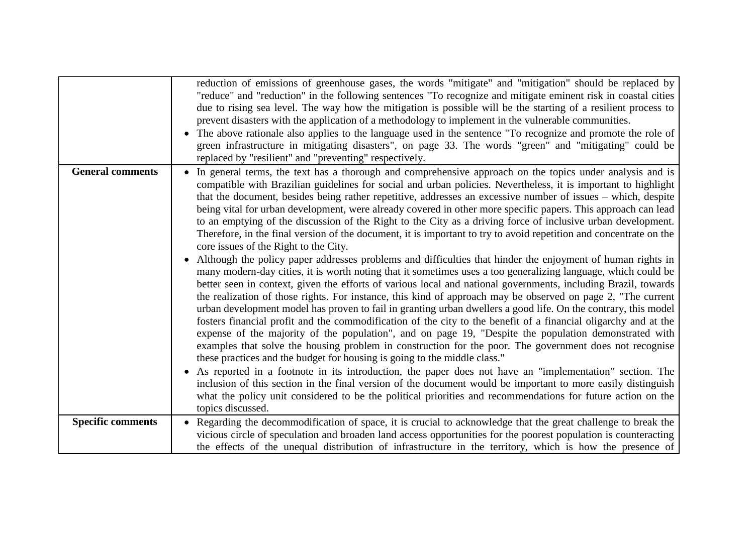| | |
|---|---|
| | reduction of emissions of greenhouse gases, the words "mitigate" and "mitigation" should be replaced by "reduce" and "reduction" in the following sentences "To recognize and mitigate eminent risk in coastal cities due to rising sea level. The way how the mitigation is possible will be the starting of a resilient process to prevent disasters with the application of a methodology to implement in the vulnerable communities.<br>• The above rationale also applies to the language used in the sentence "To recognize and promote the role of green infrastructure in mitigating disasters", on page 33. The words "green" and "mitigating" could be replaced by "resilient" and "preventing" respectively. |
| **General comments** | • In general terms, the text has a thorough and comprehensive approach on the topics under analysis and is compatible with Brazilian guidelines for social and urban policies. Nevertheless, it is important to highlight that the document, besides being rather repetitive, addresses an excessive number of issues – which, despite being vital for urban development, were already covered in other more specific papers. This approach can lead to an emptying of the discussion of the Right to the City as a driving force of inclusive urban development. Therefore, in the final version of the document, it is important to try to avoid repetition and concentrate on the core issues of the Right to the City.<br>• Although the policy paper addresses problems and difficulties that hinder the enjoyment of human rights in many modern-day cities, it is worth noting that it sometimes uses a too generalizing language, which could be better seen in context, given the efforts of various local and national governments, including Brazil, towards the realization of those rights. For instance, this kind of approach may be observed on page 2, "The current urban development model has proven to fail in granting urban dwellers a good life. On the contrary, this model fosters financial profit and the commodification of the city to the benefit of a financial oligarchy and at the expense of the majority of the population", and on page 19, "Despite the population demonstrated with examples that solve the housing problem in construction for the poor. The government does not recognise these practices and the budget for housing is going to the middle class."<br>• As reported in a footnote in its introduction, the paper does not have an "implementation" section. The inclusion of this section in the final version of the document would be important to more easily distinguish what the policy unit considered to be the political priorities and recommendations for future action on the topics discussed. |
| **Specific comments** | • Regarding the decommodification of space, it is crucial to acknowledge that the great challenge to break the vicious circle of speculation and broaden land access opportunities for the poorest population is counteracting the effects of the unequal distribution of infrastructure in the territory, which is how the presence of |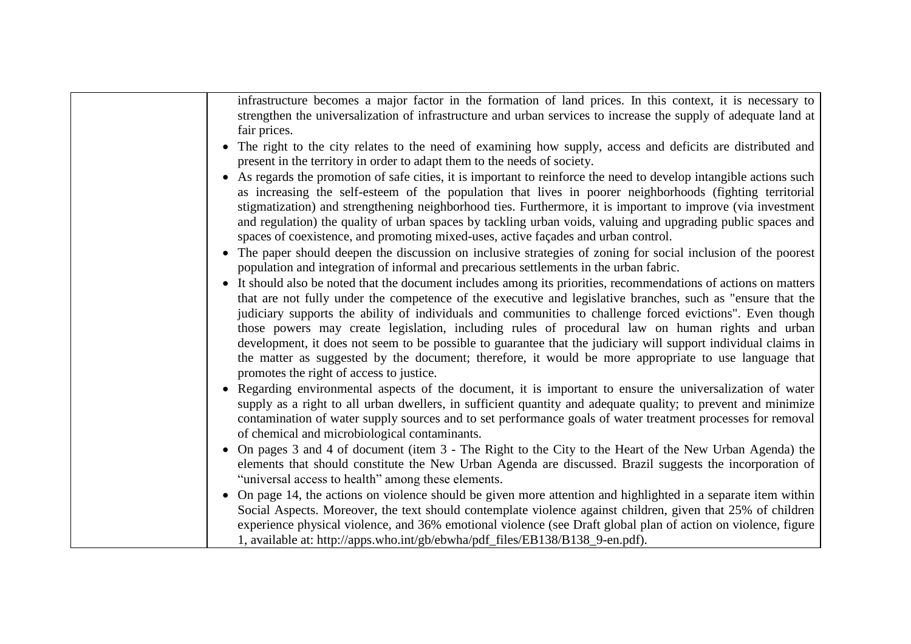| | |
|---|---|
| | infrastructure becomes a major factor in the formation of land prices. In this context, it is necessary to strengthen the universalization of infrastructure and urban services to increase the supply of adequate land at fair prices.<br>• The right to the city relates to the need of examining how supply, access and deficits are distributed and present in the territory in order to adapt them to the needs of society.<br>• As regards the promotion of safe cities, it is important to reinforce the need to develop intangible actions such as increasing the self-esteem of the population that lives in poorer neighborhoods (fighting territorial stigmatization) and strengthening neighborhood ties. Furthermore, it is important to improve (via investment and regulation) the quality of urban spaces by tackling urban voids, valuing and upgrading public spaces and spaces of coexistence, and promoting mixed-uses, active façades and urban control.<br>• The paper should deepen the discussion on inclusive strategies of zoning for social inclusion of the poorest population and integration of informal and precarious settlements in the urban fabric.<br>• It should also be noted that the document includes among its priorities, recommendations of actions on matters that are not fully under the competence of the executive and legislative branches, such as "ensure that the judiciary supports the ability of individuals and communities to challenge forced evictions". Even though those powers may create legislation, including rules of procedural law on human rights and urban development, it does not seem to be possible to guarantee that the judiciary will support individual claims in the matter as suggested by the document; therefore, it would be more appropriate to use language that promotes the right of access to justice.<br>• Regarding environmental aspects of the document, it is important to ensure the universalization of water supply as a right to all urban dwellers, in sufficient quantity and adequate quality; to prevent and minimize contamination of water supply sources and to set performance goals of water treatment processes for removal of chemical and microbiological contaminants.<br>• On pages 3 and 4 of document (item 3 - The Right to the City to the Heart of the New Urban Agenda) the elements that should constitute the New Urban Agenda are discussed. Brazil suggests the incorporation of "universal access to health" among these elements.<br>• On page 14, the actions on violence should be given more attention and highlighted in a separate item within Social Aspects. Moreover, the text should contemplate violence against children, given that 25% of children experience physical violence, and 36% emotional violence (see Draft global plan of action on violence, figure 1, available at: http://apps.who.int/gb/ebwha/pdf_files/EB138/B138_9-en.pdf). |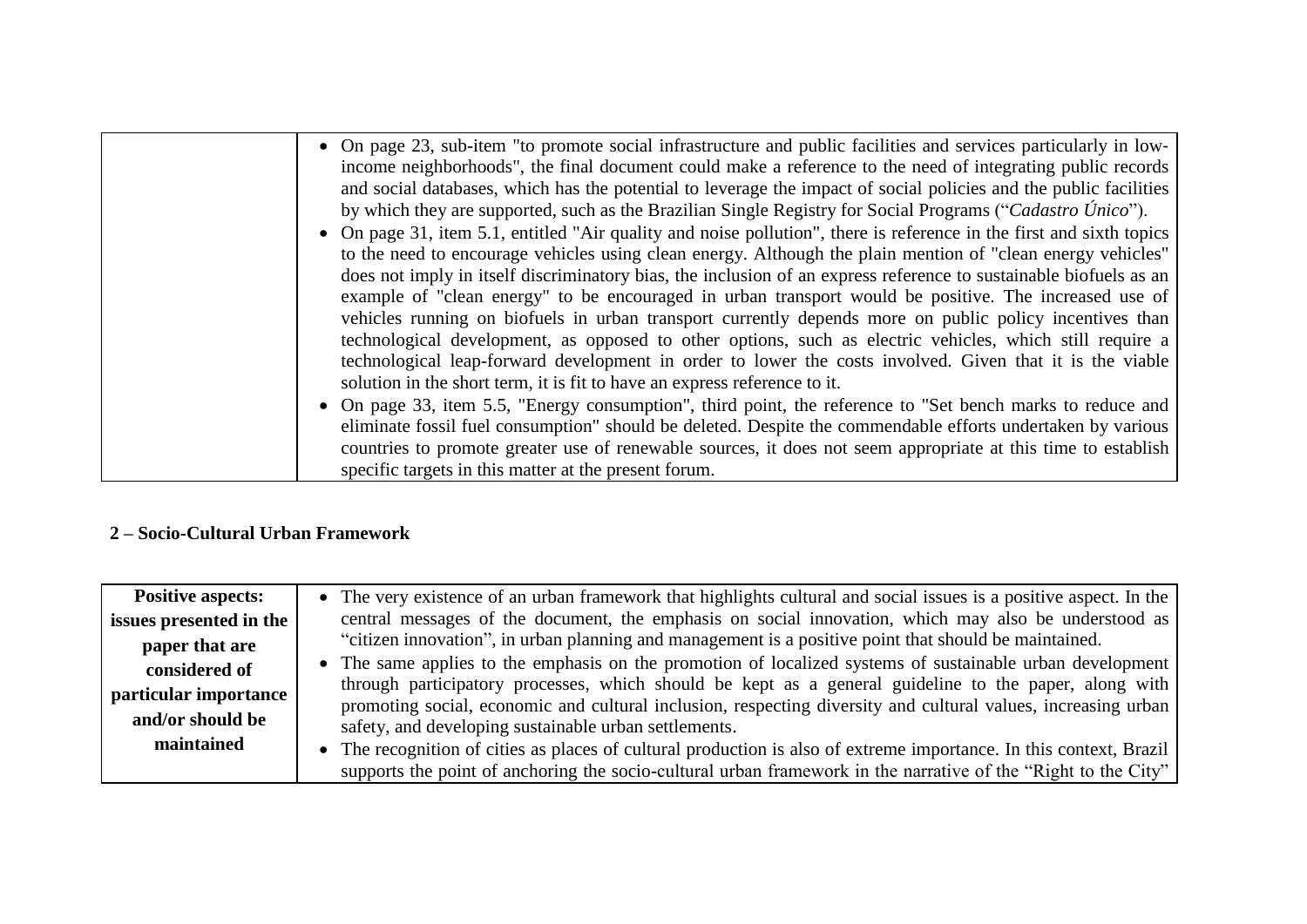| | |
|---|---|
| | • On page 23, sub-item "to promote social infrastructure and public facilities and services particularly in low-income neighborhoods", the final document could make a reference to the need of integrating public records and social databases, which has the potential to leverage the impact of social policies and the public facilities by which they are supported, such as the Brazilian Single Registry for Social Programs ("*Cadastro Único*").<br>• On page 31, item 5.1, entitled "Air quality and noise pollution", there is reference in the first and sixth topics to the need to encourage vehicles using clean energy. Although the plain mention of "clean energy vehicles" does not imply in itself discriminatory bias, the inclusion of an express reference to sustainable biofuels as an example of "clean energy" to be encouraged in urban transport would be positive. The increased use of vehicles running on biofuels in urban transport currently depends more on public policy incentives than technological development, as opposed to other options, such as electric vehicles, which still require a technological leap-forward development in order to lower the costs involved. Given that it is the viable solution in the short term, it is fit to have an express reference to it.<br>• On page 33, item 5.5, "Energy consumption", third point, the reference to "Set bench marks to reduce and eliminate fossil fuel consumption" should be deleted. Despite the commendable efforts undertaken by various countries to promote greater use of renewable sources, it does not seem appropriate at this time to establish specific targets in this matter at the present forum. |

**2 – Socio-Cultural Urban Framework**

| | |
|---|---|
| **Positive aspects: issues presented in the paper that are considered of particular importance and/or should be maintained** | • The very existence of an urban framework that highlights cultural and social issues is a positive aspect. In the central messages of the document, the emphasis on social innovation, which may also be understood as "citizen innovation", in urban planning and management is a positive point that should be maintained.<br>• The same applies to the emphasis on the promotion of localized systems of sustainable urban development through participatory processes, which should be kept as a general guideline to the paper, along with promoting social, economic and cultural inclusion, respecting diversity and cultural values, increasing urban safety, and developing sustainable urban settlements.<br>• The recognition of cities as places of cultural production is also of extreme importance. In this context, Brazil supports the point of anchoring the socio-cultural urban framework in the narrative of the "Right to the City" |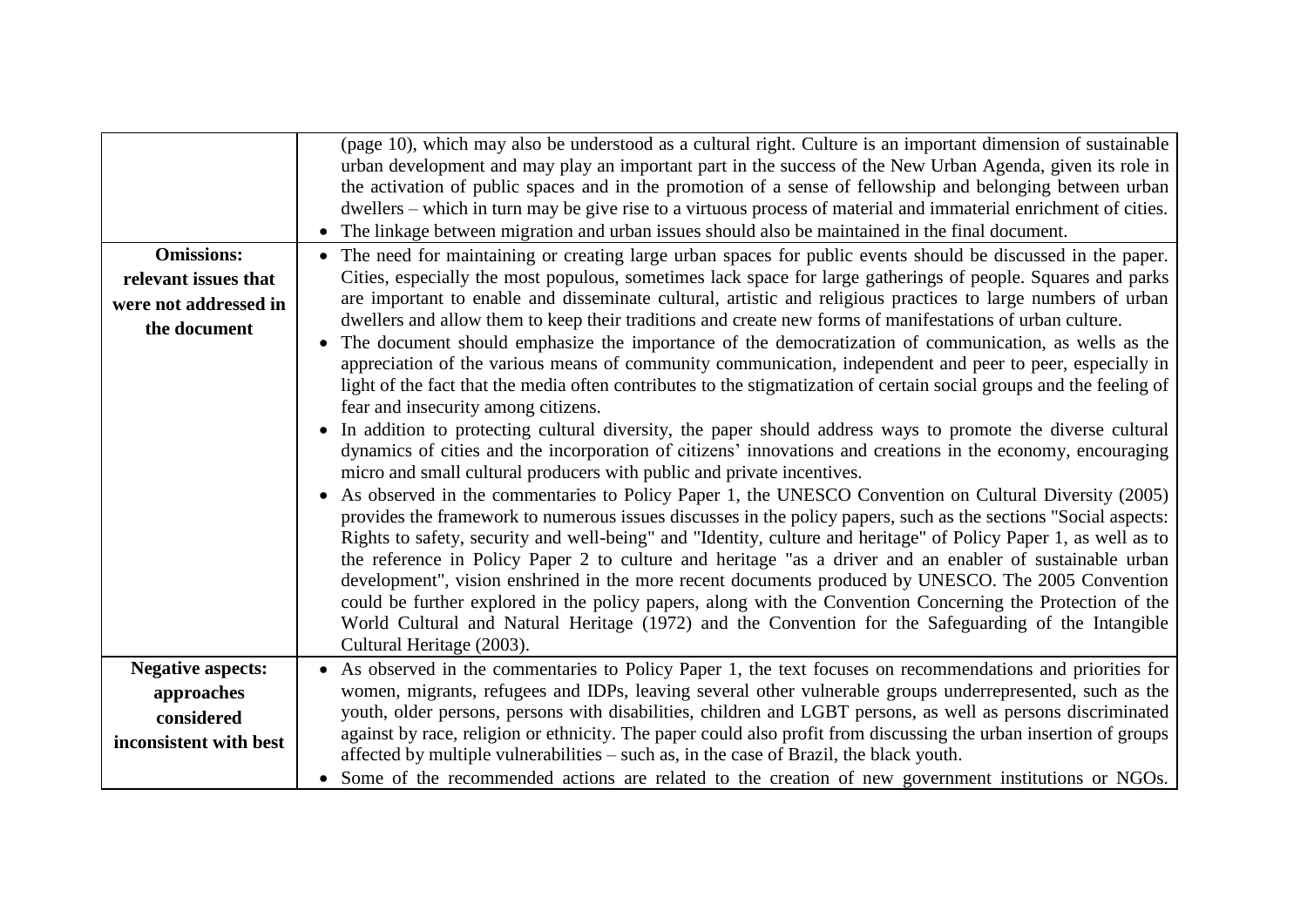| | |
|---|---|
| | (page 10), which may also be understood as a cultural right. Culture is an important dimension of sustainable urban development and may play an important part in the success of the New Urban Agenda, given its role in the activation of public spaces and in the promotion of a sense of fellowship and belonging between urban dwellers – which in turn may be give rise to a virtuous process of material and immaterial enrichment of cities. <br>• The linkage between migration and urban issues should also be maintained in the final document. |
| **Omissions: relevant issues that were not addressed in the document** | • The need for maintaining or creating large urban spaces for public events should be discussed in the paper. Cities, especially the most populous, sometimes lack space for large gatherings of people. Squares and parks are important to enable and disseminate cultural, artistic and religious practices to large numbers of urban dwellers and allow them to keep their traditions and create new forms of manifestations of urban culture. <br>• The document should emphasize the importance of the democratization of communication, as wells as the appreciation of the various means of community communication, independent and peer to peer, especially in light of the fact that the media often contributes to the stigmatization of certain social groups and the feeling of fear and insecurity among citizens. <br>• In addition to protecting cultural diversity, the paper should address ways to promote the diverse cultural dynamics of cities and the incorporation of citizens' innovations and creations in the economy, encouraging micro and small cultural producers with public and private incentives. <br>• As observed in the commentaries to Policy Paper 1, the UNESCO Convention on Cultural Diversity (2005) provides the framework to numerous issues discusses in the policy papers, such as the sections "Social aspects: Rights to safety, security and well-being" and "Identity, culture and heritage" of Policy Paper 1, as well as to the reference in Policy Paper 2 to culture and heritage "as a driver and an enabler of sustainable urban development", vision enshrined in the more recent documents produced by UNESCO. The 2005 Convention could be further explored in the policy papers, along with the Convention Concerning the Protection of the World Cultural and Natural Heritage (1972) and the Convention for the Safeguarding of the Intangible Cultural Heritage (2003). |
| **Negative aspects: approaches considered inconsistent with best** | • As observed in the commentaries to Policy Paper 1, the text focuses on recommendations and priorities for women, migrants, refugees and IDPs, leaving several other vulnerable groups underrepresented, such as the youth, older persons, persons with disabilities, children and LGBT persons, as well as persons discriminated against by race, religion or ethnicity. The paper could also profit from discussing the urban insertion of groups affected by multiple vulnerabilities – such as, in the case of Brazil, the black youth. <br>• Some of the recommended actions are related to the creation of new government institutions or NGOs. |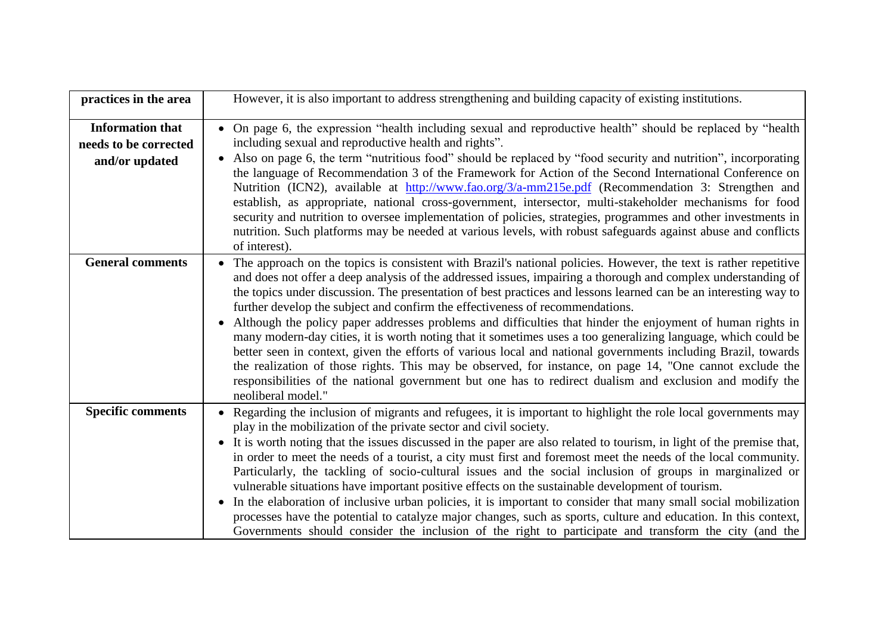| | |
|---|---|
| **practices in the area** | However, it is also important to address strengthening and building capacity of existing institutions. |
| **Information that needs to be corrected and/or updated** | • On page 6, the expression "health including sexual and reproductive health" should be replaced by "health including sexual and reproductive health and rights".<br>• Also on page 6, the term "nutritious food" should be replaced by "food security and nutrition", incorporating the language of Recommendation 3 of the Framework for Action of the Second International Conference on Nutrition (ICN2), available at [http://www.fao.org/3/a-mm215e.pdf](http://www.fao.org/3/a-mm215e.pdf) (Recommendation 3: Strengthen and establish, as appropriate, national cross-government, intersector, multi-stakeholder mechanisms for food security and nutrition to oversee implementation of policies, strategies, programmes and other investments in nutrition. Such platforms may be needed at various levels, with robust safeguards against abuse and conflicts of interest). |
| **General comments** | • The approach on the topics is consistent with Brazil's national policies. However, the text is rather repetitive and does not offer a deep analysis of the addressed issues, impairing a thorough and complex understanding of the topics under discussion. The presentation of best practices and lessons learned can be an interesting way to further develop the subject and confirm the effectiveness of recommendations.<br>• Although the policy paper addresses problems and difficulties that hinder the enjoyment of human rights in many modern-day cities, it is worth noting that it sometimes uses a too generalizing language, which could be better seen in context, given the efforts of various local and national governments including Brazil, towards the realization of those rights. This may be observed, for instance, on page 14, "One cannot exclude the responsibilities of the national government but one has to redirect dualism and exclusion and modify the neoliberal model." |
| **Specific comments** | • Regarding the inclusion of migrants and refugees, it is important to highlight the role local governments may play in the mobilization of the private sector and civil society.<br>• It is worth noting that the issues discussed in the paper are also related to tourism, in light of the premise that, in order to meet the needs of a tourist, a city must first and foremost meet the needs of the local community. Particularly, the tackling of socio-cultural issues and the social inclusion of groups in marginalized or vulnerable situations have important positive effects on the sustainable development of tourism.<br>• In the elaboration of inclusive urban policies, it is important to consider that many small social mobilization processes have the potential to catalyze major changes, such as sports, culture and education. In this context, Governments should consider the inclusion of the right to participate and transform the city (and the |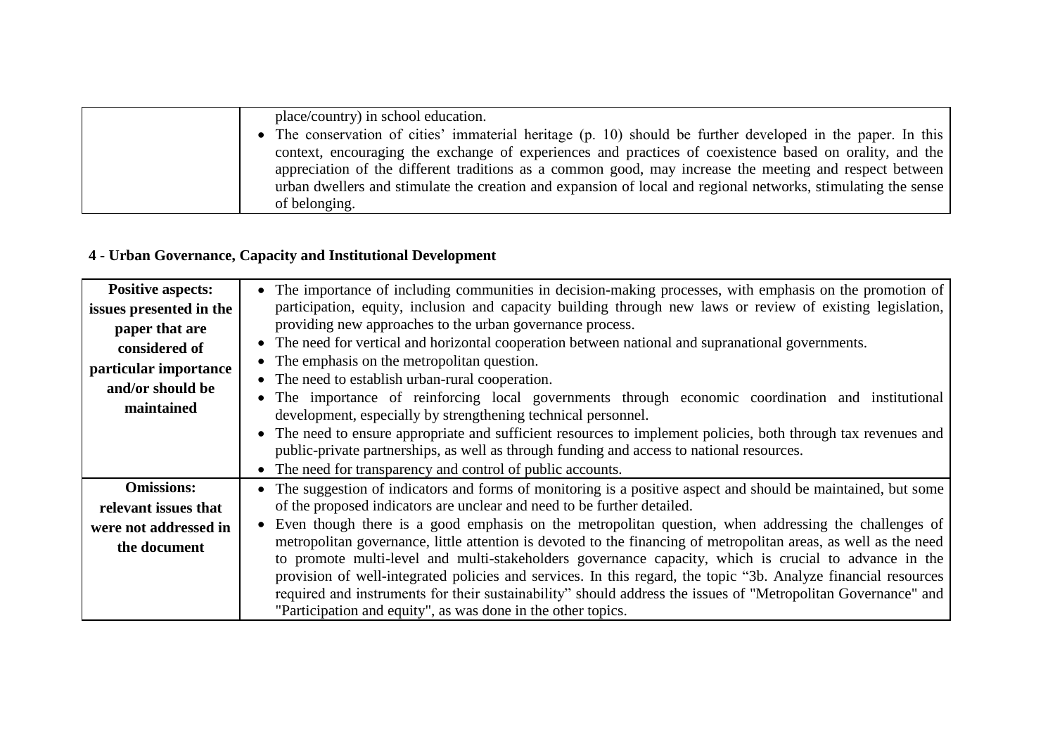| | |
|---|---|
| | place/country) in school education.<br>• The conservation of cities' immaterial heritage (p. 10) should be further developed in the paper. In this context, encouraging the exchange of experiences and practices of coexistence based on orality, and the appreciation of the different traditions as a common good, may increase the meeting and respect between urban dwellers and stimulate the creation and expansion of local and regional networks, stimulating the sense of belonging. |

## 4 - Urban Governance, Capacity and Institutional Development

| | |
|---|---|
| **Positive aspects: issues presented in the paper that are considered of particular importance and/or should be maintained** | • The importance of including communities in decision-making processes, with emphasis on the promotion of participation, equity, inclusion and capacity building through new laws or review of existing legislation, providing new approaches to the urban governance process.<br>• The need for vertical and horizontal cooperation between national and supranational governments.<br>• The emphasis on the metropolitan question.<br>• The need to establish urban-rural cooperation.<br>• The importance of reinforcing local governments through economic coordination and institutional development, especially by strengthening technical personnel.<br>• The need to ensure appropriate and sufficient resources to implement policies, both through tax revenues and public-private partnerships, as well as through funding and access to national resources.<br>• The need for transparency and control of public accounts. |
| **Omissions: relevant issues that were not addressed in the document** | • The suggestion of indicators and forms of monitoring is a positive aspect and should be maintained, but some of the proposed indicators are unclear and need to be further detailed.<br>• Even though there is a good emphasis on the metropolitan question, when addressing the challenges of metropolitan governance, little attention is devoted to the financing of metropolitan areas, as well as the need to promote multi-level and multi-stakeholders governance capacity, which is crucial to advance in the provision of well-integrated policies and services. In this regard, the topic "3b. Analyze financial resources required and instruments for their sustainability" should address the issues of "Metropolitan Governance" and "Participation and equity", as was done in the other topics. |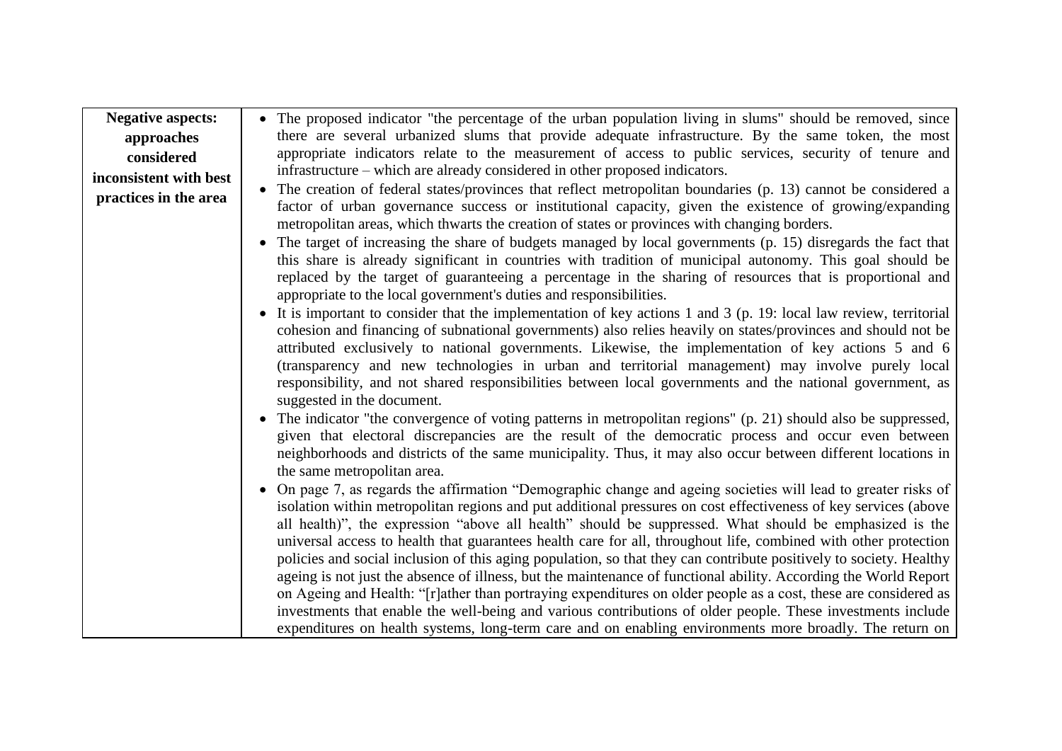| **Negative aspects: approaches considered inconsistent with best practices in the area** | • The proposed indicator "the percentage of the urban population living in slums" should be removed, since there are several urbanized slums that provide adequate infrastructure. By the same token, the most appropriate indicators relate to the measurement of access to public services, security of tenure and infrastructure – which are already considered in other proposed indicators.<br>• The creation of federal states/provinces that reflect metropolitan boundaries (p. 13) cannot be considered a factor of urban governance success or institutional capacity, given the existence of growing/expanding metropolitan areas, which thwarts the creation of states or provinces with changing borders.<br>• The target of increasing the share of budgets managed by local governments (p. 15) disregards the fact that this share is already significant in countries with tradition of municipal autonomy. This goal should be replaced by the target of guaranteeing a percentage in the sharing of resources that is proportional and appropriate to the local government's duties and responsibilities.<br>• It is important to consider that the implementation of key actions 1 and 3 (p. 19: local law review, territorial cohesion and financing of subnational governments) also relies heavily on states/provinces and should not be attributed exclusively to national governments. Likewise, the implementation of key actions 5 and 6 (transparency and new technologies in urban and territorial management) may involve purely local responsibility, and not shared responsibilities between local governments and the national government, as suggested in the document.<br>• The indicator "the convergence of voting patterns in metropolitan regions" (p. 21) should also be suppressed, given that electoral discrepancies are the result of the democratic process and occur even between neighborhoods and districts of the same municipality. Thus, it may also occur between different locations in the same metropolitan area.<br>• On page 7, as regards the affirmation "Demographic change and ageing societies will lead to greater risks of isolation within metropolitan regions and put additional pressures on cost effectiveness of key services (above all health)", the expression "above all health" should be suppressed. What should be emphasized is the universal access to health that guarantees health care for all, throughout life, combined with other protection policies and social inclusion of this aging population, so that they can contribute positively to society. Healthy ageing is not just the absence of illness, but the maintenance of functional ability. According the World Report on Ageing and Health: "[r]ather than portraying expenditures on older people as a cost, these are considered as investments that enable the well-being and various contributions of older people. These investments include expenditures on health systems, long-term care and on enabling environments more broadly. The return on |
|---|---|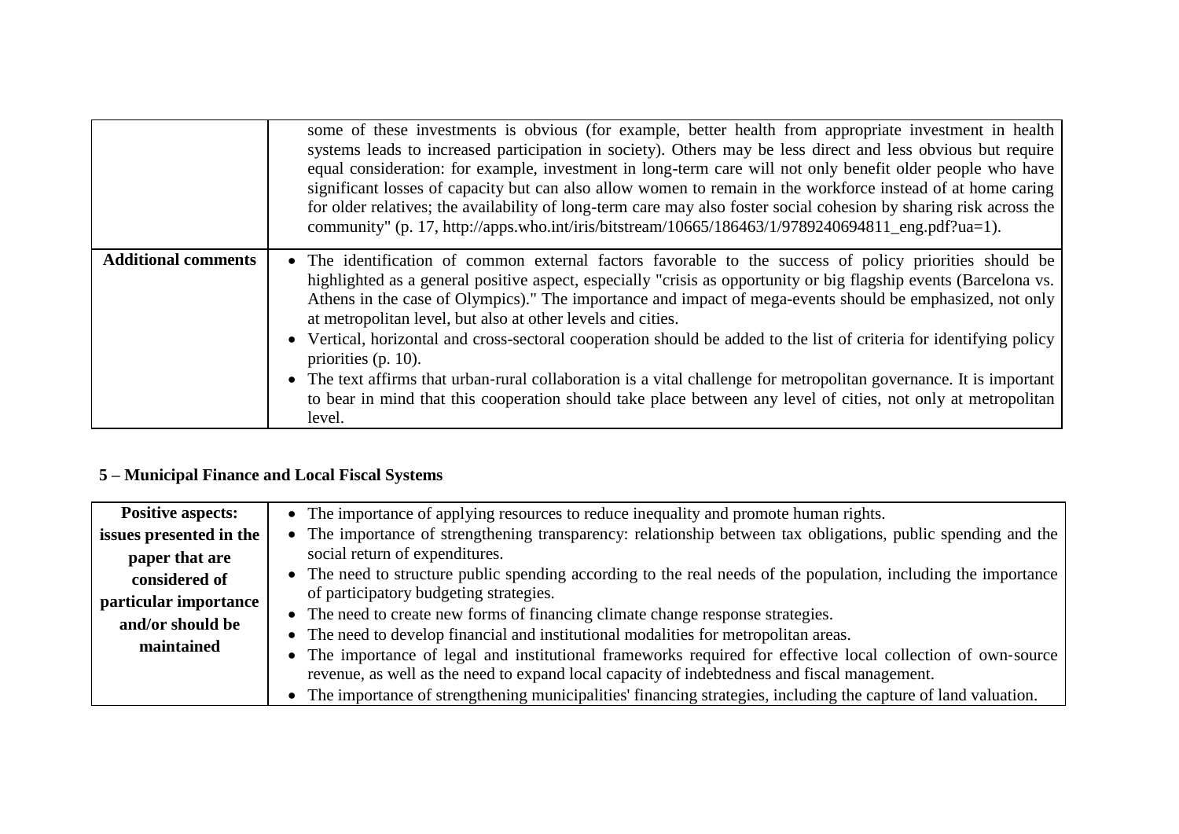| | |
|---|---|
| | some of these investments is obvious (for example, better health from appropriate investment in health systems leads to increased participation in society). Others may be less direct and less obvious but require equal consideration: for example, investment in long-term care will not only benefit older people who have significant losses of capacity but can also allow women to remain in the workforce instead of at home caring for older relatives; the availability of long-term care may also foster social cohesion by sharing risk across the community" (p. 17, http://apps.who.int/iris/bitstream/10665/186463/1/9789240694811_eng.pdf?ua=1). |
| **Additional comments** | • The identification of common external factors favorable to the success of policy priorities should be highlighted as a general positive aspect, especially "crisis as opportunity or big flagship events (Barcelona vs. Athens in the case of Olympics)." The importance and impact of mega-events should be emphasized, not only at metropolitan level, but also at other levels and cities.<br>• Vertical, horizontal and cross-sectoral cooperation should be added to the list of criteria for identifying policy priorities (p. 10).<br>• The text affirms that urban-rural collaboration is a vital challenge for metropolitan governance. It is important to bear in mind that this cooperation should take place between any level of cities, not only at metropolitan level. |

## 5 – Municipal Finance and Local Fiscal Systems

| | |
|---|---|
| **Positive aspects: issues presented in the paper that are considered of particular importance and/or should be maintained** | • The importance of applying resources to reduce inequality and promote human rights.<br>• The importance of strengthening transparency: relationship between tax obligations, public spending and the social return of expenditures.<br>• The need to structure public spending according to the real needs of the population, including the importance of participatory budgeting strategies.<br>• The need to create new forms of financing climate change response strategies.<br>• The need to develop financial and institutional modalities for metropolitan areas.<br>• The importance of legal and institutional frameworks required for effective local collection of own-source revenue, as well as the need to expand local capacity of indebtedness and fiscal management.<br>• The importance of strengthening municipalities' financing strategies, including the capture of land valuation. |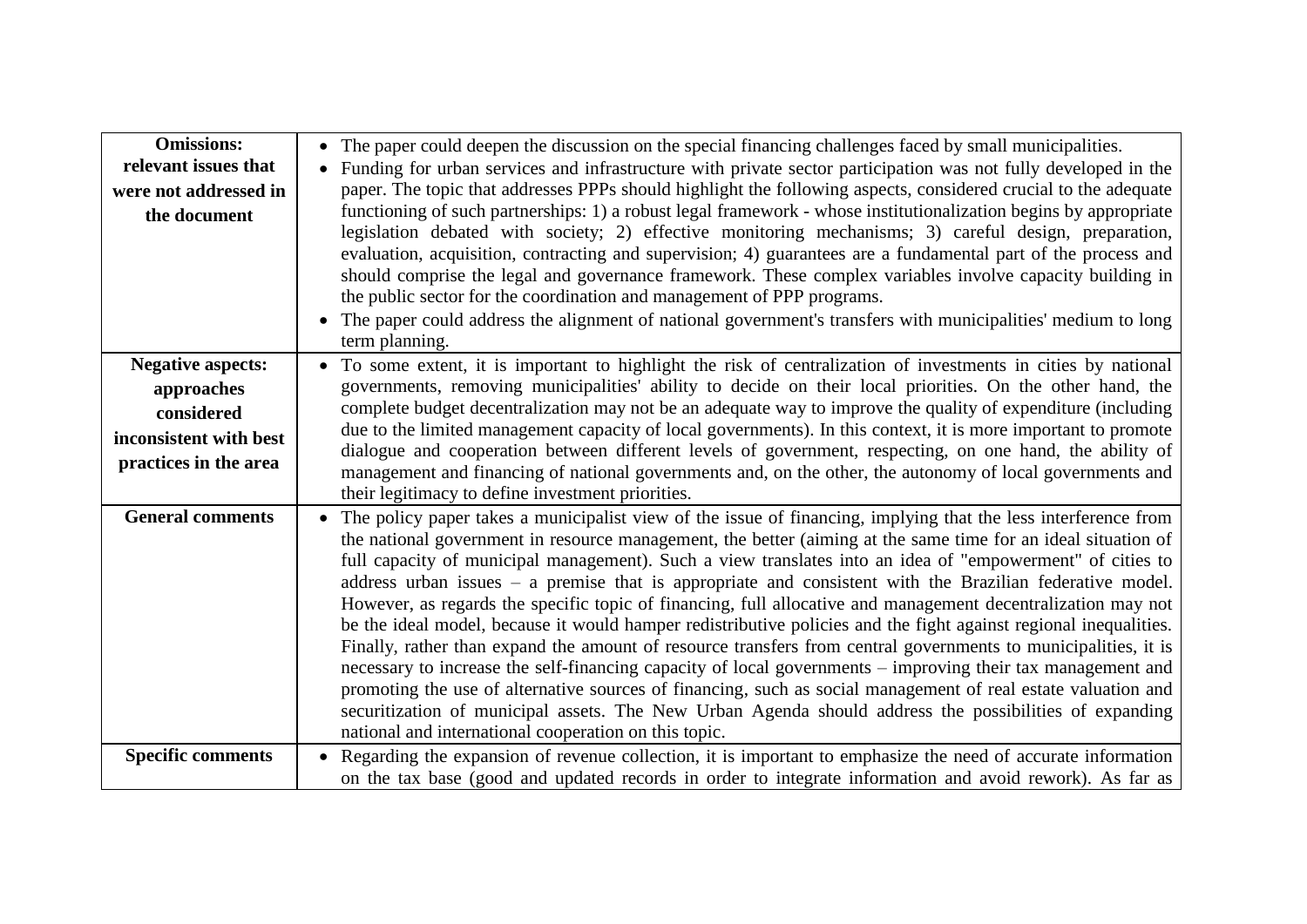| **Omissions: relevant issues that were not addressed in the document** | • The paper could deepen the discussion on the special financing challenges faced by small municipalities.<br>• Funding for urban services and infrastructure with private sector participation was not fully developed in the paper. The topic that addresses PPPs should highlight the following aspects, considered crucial to the adequate functioning of such partnerships: 1) a robust legal framework - whose institutionalization begins by appropriate legislation debated with society; 2) effective monitoring mechanisms; 3) careful design, preparation, evaluation, acquisition, contracting and supervision; 4) guarantees are a fundamental part of the process and should comprise the legal and governance framework. These complex variables involve capacity building in the public sector for the coordination and management of PPP programs.<br>• The paper could address the alignment of national government's transfers with municipalities' medium to long term planning. |
|---|---|
| **Negative aspects: approaches considered inconsistent with best practices in the area** | • To some extent, it is important to highlight the risk of centralization of investments in cities by national governments, removing municipalities' ability to decide on their local priorities. On the other hand, the complete budget decentralization may not be an adequate way to improve the quality of expenditure (including due to the limited management capacity of local governments). In this context, it is more important to promote dialogue and cooperation between different levels of government, respecting, on one hand, the ability of management and financing of national governments and, on the other, the autonomy of local governments and their legitimacy to define investment priorities. |
| **General comments** | • The policy paper takes a municipalist view of the issue of financing, implying that the less interference from the national government in resource management, the better (aiming at the same time for an ideal situation of full capacity of municipal management). Such a view translates into an idea of "empowerment" of cities to address urban issues – a premise that is appropriate and consistent with the Brazilian federative model. However, as regards the specific topic of financing, full allocative and management decentralization may not be the ideal model, because it would hamper redistributive policies and the fight against regional inequalities. Finally, rather than expand the amount of resource transfers from central governments to municipalities, it is necessary to increase the self-financing capacity of local governments – improving their tax management and promoting the use of alternative sources of financing, such as social management of real estate valuation and securitization of municipal assets. The New Urban Agenda should address the possibilities of expanding national and international cooperation on this topic. |
| **Specific comments** | • Regarding the expansion of revenue collection, it is important to emphasize the need of accurate information on the tax base (good and updated records in order to integrate information and avoid rework). As far as |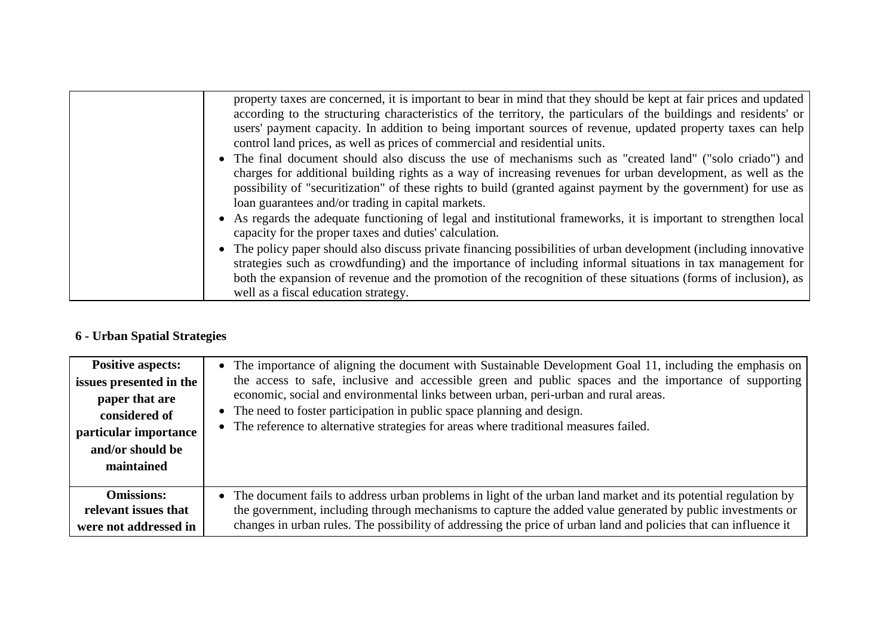| | |
|---|---|
| | property taxes are concerned, it is important to bear in mind that they should be kept at fair prices and updated according to the structuring characteristics of the territory, the particulars of the buildings and residents' or users' payment capacity. In addition to being important sources of revenue, updated property taxes can help control land prices, as well as prices of commercial and residential units.<br>• The final document should also discuss the use of mechanisms such as "created land" ("solo criado") and charges for additional building rights as a way of increasing revenues for urban development, as well as the possibility of "securitization" of these rights to build (granted against payment by the government) for use as loan guarantees and/or trading in capital markets.<br>• As regards the adequate functioning of legal and institutional frameworks, it is important to strengthen local capacity for the proper taxes and duties' calculation.<br>• The policy paper should also discuss private financing possibilities of urban development (including innovative strategies such as crowdfunding) and the importance of including informal situations in tax management for both the expansion of revenue and the promotion of the recognition of these situations (forms of inclusion), as well as a fiscal education strategy. |

**6 - Urban Spatial Strategies**

| | |
|---|---|
| **Positive aspects: issues presented in the paper that are considered of particular importance and/or should be maintained** | • The importance of aligning the document with Sustainable Development Goal 11, including the emphasis on the access to safe, inclusive and accessible green and public spaces and the importance of supporting economic, social and environmental links between urban, peri-urban and rural areas.<br>• The need to foster participation in public space planning and design.<br>• The reference to alternative strategies for areas where traditional measures failed. |
| **Omissions: relevant issues that were not addressed in** | • The document fails to address urban problems in light of the urban land market and its potential regulation by the government, including through mechanisms to capture the added value generated by public investments or changes in urban rules. The possibility of addressing the price of urban land and policies that can influence it |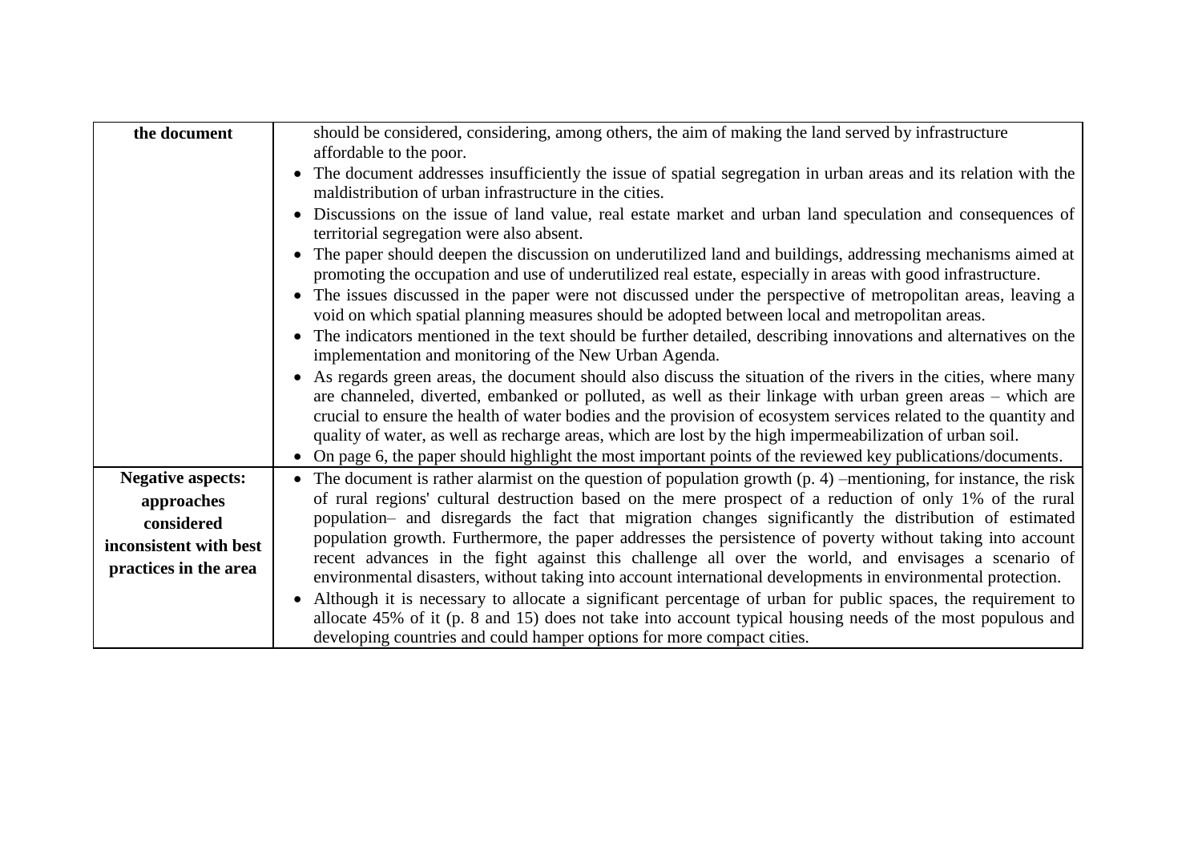| the document | should be considered, considering, among others, the aim of making the land served by infrastructure affordable to the poor.<br>• The document addresses insufficiently the issue of spatial segregation in urban areas and its relation with the maldistribution of urban infrastructure in the cities.<br>• Discussions on the issue of land value, real estate market and urban land speculation and consequences of territorial segregation were also absent.<br>• The paper should deepen the discussion on underutilized land and buildings, addressing mechanisms aimed at promoting the occupation and use of underutilized real estate, especially in areas with good infrastructure.<br>• The issues discussed in the paper were not discussed under the perspective of metropolitan areas, leaving a void on which spatial planning measures should be adopted between local and metropolitan areas.<br>• The indicators mentioned in the text should be further detailed, describing innovations and alternatives on the implementation and monitoring of the New Urban Agenda.<br>• As regards green areas, the document should also discuss the situation of the rivers in the cities, where many are channeled, diverted, embanked or polluted, as well as their linkage with urban green areas – which are crucial to ensure the health of water bodies and the provision of ecosystem services related to the quantity and quality of water, as well as recharge areas, which are lost by the high impermeabilization of urban soil.<br>• On page 6, the paper should highlight the most important points of the reviewed key publications/documents. |
|---|---|
| **Negative aspects: approaches considered inconsistent with best practices in the area** | • The document is rather alarmist on the question of population growth (p. 4) –mentioning, for instance, the risk of rural regions' cultural destruction based on the mere prospect of a reduction of only 1% of the rural population– and disregards the fact that migration changes significantly the distribution of estimated population growth. Furthermore, the paper addresses the persistence of poverty without taking into account recent advances in the fight against this challenge all over the world, and envisages a scenario of environmental disasters, without taking into account international developments in environmental protection.<br>• Although it is necessary to allocate a significant percentage of urban for public spaces, the requirement to allocate 45% of it (p. 8 and 15) does not take into account typical housing needs of the most populous and developing countries and could hamper options for more compact cities. |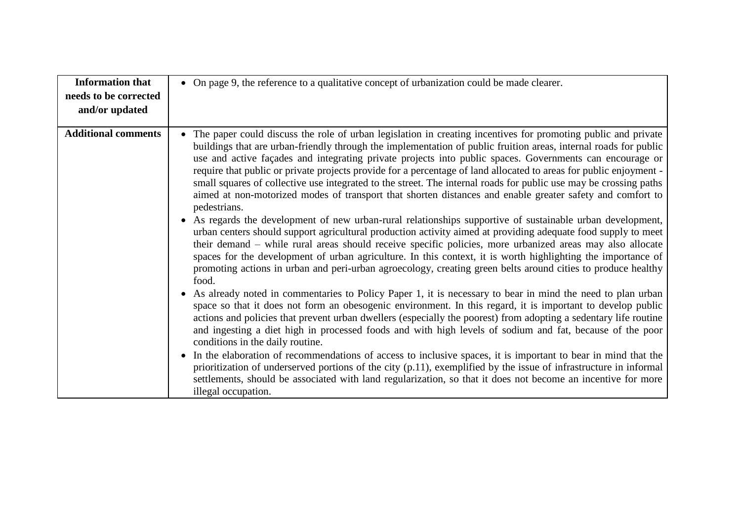| | |
|---|---|
| **Information that needs to be corrected and/or updated** | • On page 9, the reference to a qualitative concept of urbanization could be made clearer. |
| **Additional comments** | • The paper could discuss the role of urban legislation in creating incentives for promoting public and private buildings that are urban-friendly through the implementation of public fruition areas, internal roads for public use and active façades and integrating private projects into public spaces. Governments can encourage or require that public or private projects provide for a percentage of land allocated to areas for public enjoyment - small squares of collective use integrated to the street. The internal roads for public use may be crossing paths aimed at non-motorized modes of transport that shorten distances and enable greater safety and comfort to pedestrians.<br>• As regards the development of new urban-rural relationships supportive of sustainable urban development, urban centers should support agricultural production activity aimed at providing adequate food supply to meet their demand – while rural areas should receive specific policies, more urbanized areas may also allocate spaces for the development of urban agriculture. In this context, it is worth highlighting the importance of promoting actions in urban and peri-urban agroecology, creating green belts around cities to produce healthy food.<br>• As already noted in commentaries to Policy Paper 1, it is necessary to bear in mind the need to plan urban space so that it does not form an obesogenic environment. In this regard, it is important to develop public actions and policies that prevent urban dwellers (especially the poorest) from adopting a sedentary life routine and ingesting a diet high in processed foods and with high levels of sodium and fat, because of the poor conditions in the daily routine.<br>• In the elaboration of recommendations of access to inclusive spaces, it is important to bear in mind that the prioritization of underserved portions of the city (p.11), exemplified by the issue of infrastructure in informal settlements, should be associated with land regularization, so that it does not become an incentive for more illegal occupation. |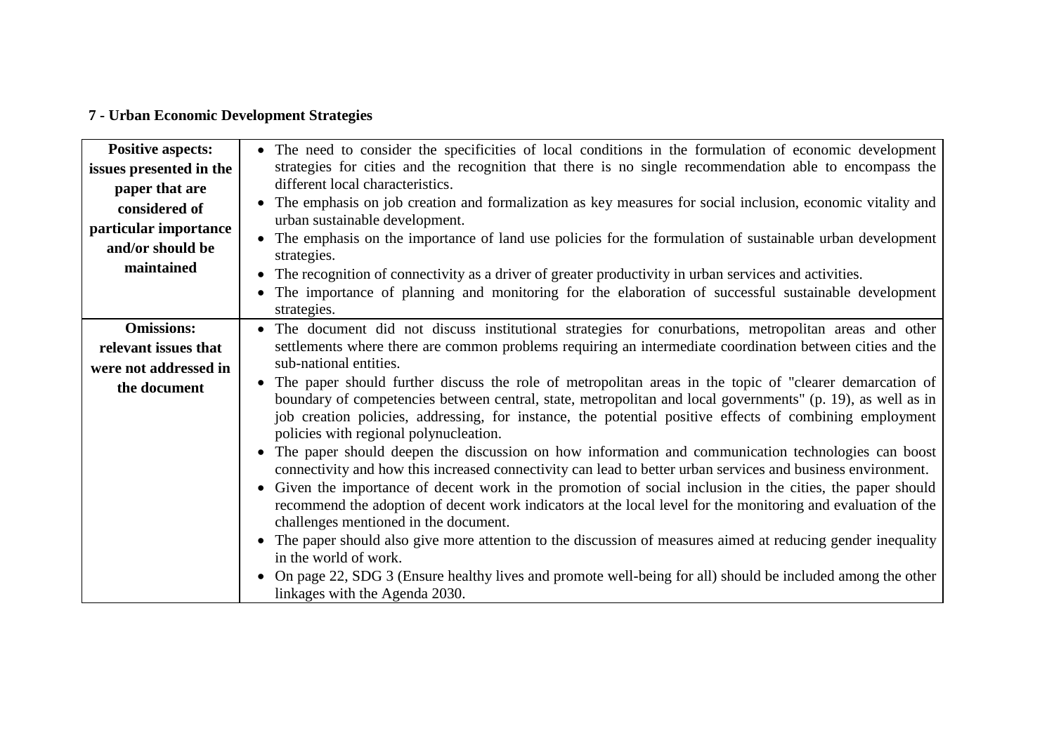**7 - Urban Economic Development Strategies**

| **Positive aspects: issues presented in the paper that are considered of particular importance and/or should be maintained** | • The need to consider the specificities of local conditions in the formulation of economic development strategies for cities and the recognition that there is no single recommendation able to encompass the different local characteristics.<br>• The emphasis on job creation and formalization as key measures for social inclusion, economic vitality and urban sustainable development.<br>• The emphasis on the importance of land use policies for the formulation of sustainable urban development strategies.<br>• The recognition of connectivity as a driver of greater productivity in urban services and activities.<br>• The importance of planning and monitoring for the elaboration of successful sustainable development strategies. |
|---|---|
| **Omissions: relevant issues that were not addressed in the document** | • The document did not discuss institutional strategies for conurbations, metropolitan areas and other settlements where there are common problems requiring an intermediate coordination between cities and the sub-national entities.<br>• The paper should further discuss the role of metropolitan areas in the topic of "clearer demarcation of boundary of competencies between central, state, metropolitan and local governments" (p. 19), as well as in job creation policies, addressing, for instance, the potential positive effects of combining employment policies with regional polynucleation.<br>• The paper should deepen the discussion on how information and communication technologies can boost connectivity and how this increased connectivity can lead to better urban services and business environment.<br>• Given the importance of decent work in the promotion of social inclusion in the cities, the paper should recommend the adoption of decent work indicators at the local level for the monitoring and evaluation of the challenges mentioned in the document.<br>• The paper should also give more attention to the discussion of measures aimed at reducing gender inequality in the world of work.<br>• On page 22, SDG 3 (Ensure healthy lives and promote well-being for all) should be included among the other linkages with the Agenda 2030. |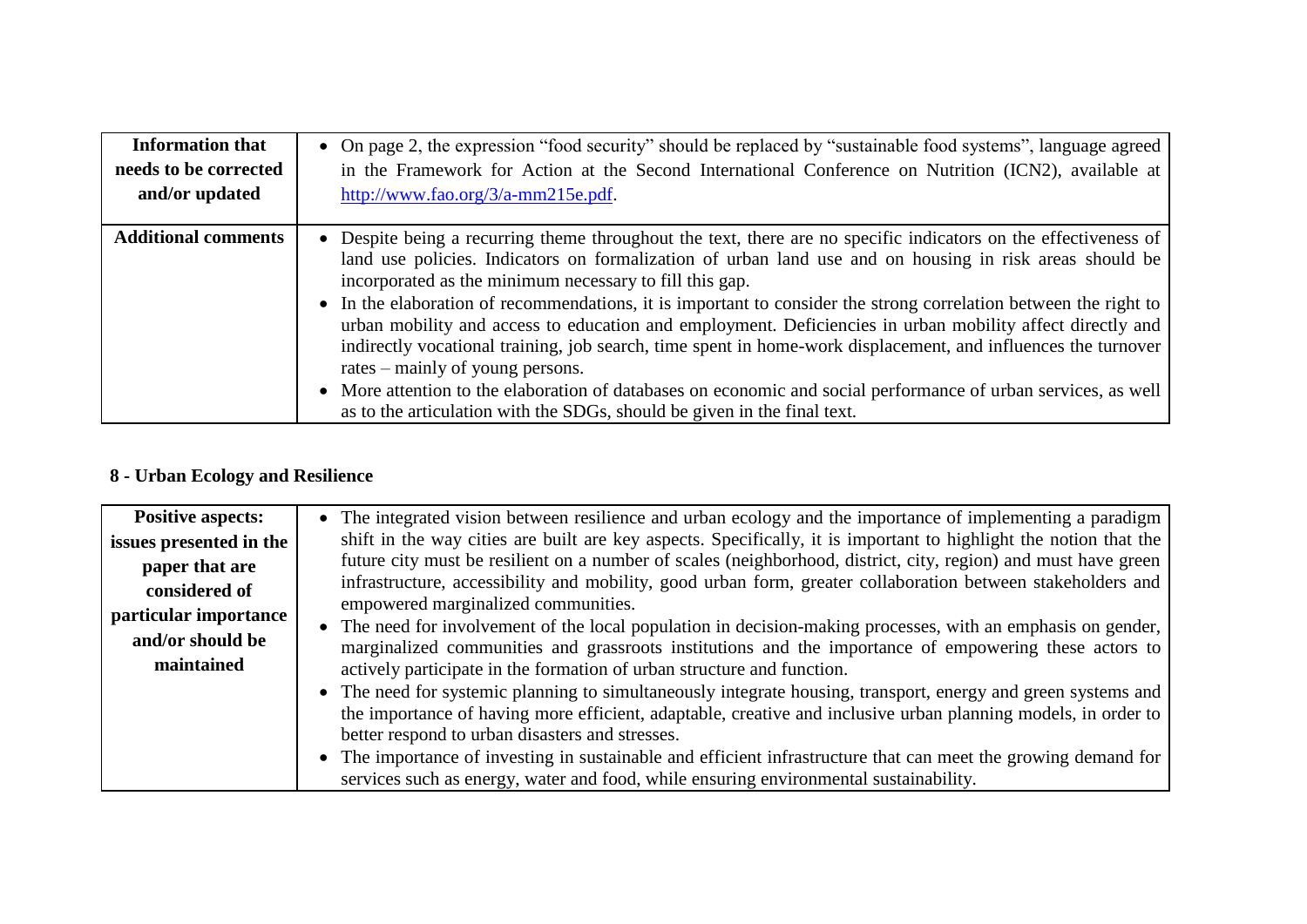| **Information that needs to be corrected and/or updated** | • On page 2, the expression "food security" should be replaced by "sustainable food systems", language agreed in the Framework for Action at the Second International Conference on Nutrition (ICN2), available at [http://www.fao.org/3/a-mm215e.pdf](http://www.fao.org/3/a-mm215e.pdf). |
|---|---|
| **Additional comments** | • Despite being a recurring theme throughout the text, there are no specific indicators on the effectiveness of land use policies. Indicators on formalization of urban land use and on housing in risk areas should be incorporated as the minimum necessary to fill this gap.<br>• In the elaboration of recommendations, it is important to consider the strong correlation between the right to urban mobility and access to education and employment. Deficiencies in urban mobility affect directly and indirectly vocational training, job search, time spent in home-work displacement, and influences the turnover rates – mainly of young persons.<br>• More attention to the elaboration of databases on economic and social performance of urban services, as well as to the articulation with the SDGs, should be given in the final text. |

## 8 - Urban Ecology and Resilience

| **Positive aspects: issues presented in the paper that are considered of particular importance and/or should be maintained** | • The integrated vision between resilience and urban ecology and the importance of implementing a paradigm shift in the way cities are built are key aspects. Specifically, it is important to highlight the notion that the future city must be resilient on a number of scales (neighborhood, district, city, region) and must have green infrastructure, accessibility and mobility, good urban form, greater collaboration between stakeholders and empowered marginalized communities.<br>• The need for involvement of the local population in decision-making processes, with an emphasis on gender, marginalized communities and grassroots institutions and the importance of empowering these actors to actively participate in the formation of urban structure and function.<br>• The need for systemic planning to simultaneously integrate housing, transport, energy and green systems and the importance of having more efficient, adaptable, creative and inclusive urban planning models, in order to better respond to urban disasters and stresses.<br>• The importance of investing in sustainable and efficient infrastructure that can meet the growing demand for services such as energy, water and food, while ensuring environmental sustainability. |
|---|---|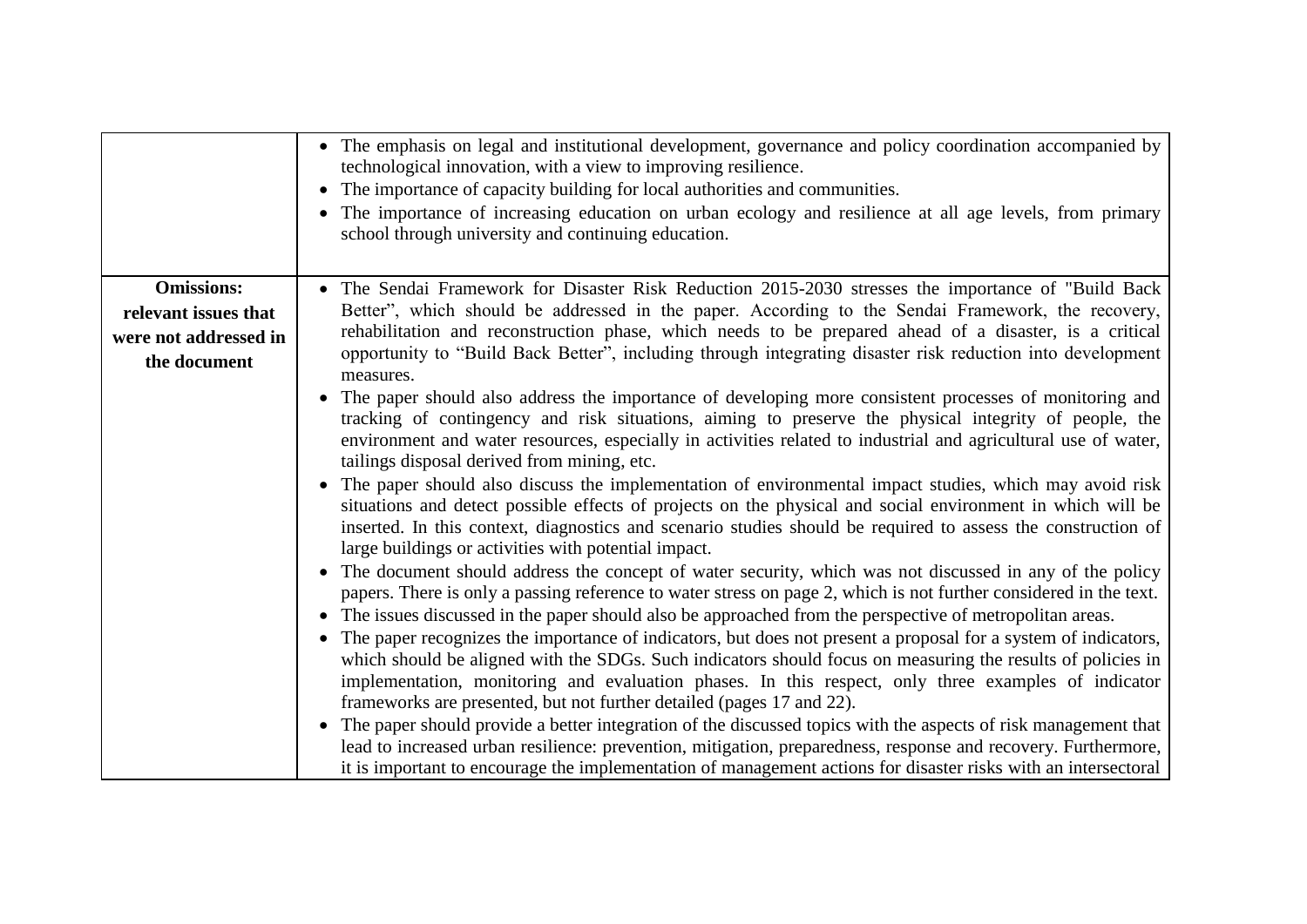| | |
|---|---|
| | • The emphasis on legal and institutional development, governance and policy coordination accompanied by technological innovation, with a view to improving resilience.<br>• The importance of capacity building for local authorities and communities.<br>• The importance of increasing education on urban ecology and resilience at all age levels, from primary school through university and continuing education. |
| **Omissions: relevant issues that were not addressed in the document** | • The Sendai Framework for Disaster Risk Reduction 2015-2030 stresses the importance of "Build Back Better", which should be addressed in the paper. According to the Sendai Framework, the recovery, rehabilitation and reconstruction phase, which needs to be prepared ahead of a disaster, is a critical opportunity to "Build Back Better", including through integrating disaster risk reduction into development measures.<br>• The paper should also address the importance of developing more consistent processes of monitoring and tracking of contingency and risk situations, aiming to preserve the physical integrity of people, the environment and water resources, especially in activities related to industrial and agricultural use of water, tailings disposal derived from mining, etc.<br>• The paper should also discuss the implementation of environmental impact studies, which may avoid risk situations and detect possible effects of projects on the physical and social environment in which will be inserted. In this context, diagnostics and scenario studies should be required to assess the construction of large buildings or activities with potential impact.<br>• The document should address the concept of water security, which was not discussed in any of the policy papers. There is only a passing reference to water stress on page 2, which is not further considered in the text.<br>• The issues discussed in the paper should also be approached from the perspective of metropolitan areas.<br>• The paper recognizes the importance of indicators, but does not present a proposal for a system of indicators, which should be aligned with the SDGs. Such indicators should focus on measuring the results of policies in implementation, monitoring and evaluation phases. In this respect, only three examples of indicator frameworks are presented, but not further detailed (pages 17 and 22).<br>• The paper should provide a better integration of the discussed topics with the aspects of risk management that lead to increased urban resilience: prevention, mitigation, preparedness, response and recovery. Furthermore, it is important to encourage the implementation of management actions for disaster risks with an intersectoral |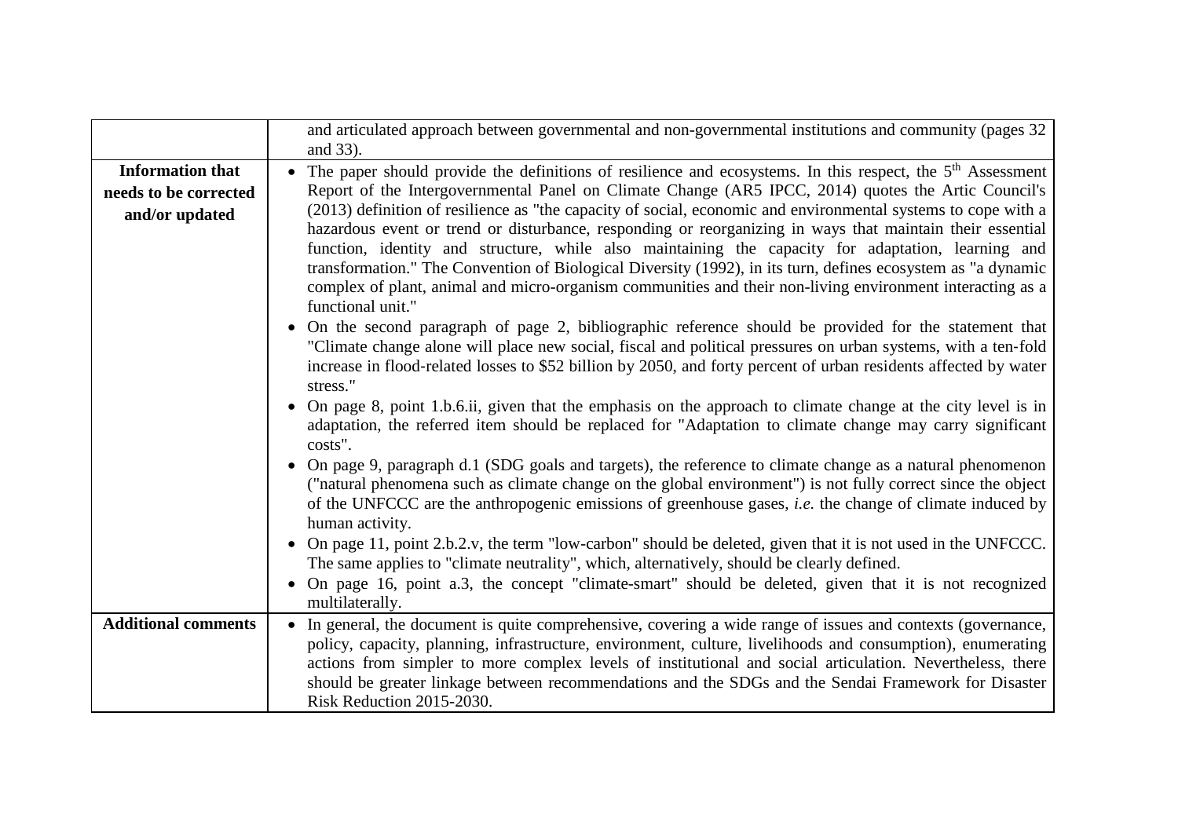|  |  |
| --- | --- |
|  | and articulated approach between governmental and non-governmental institutions and community (pages 32 and 33). |
| **Information that needs to be corrected and/or updated** | • The paper should provide the definitions of resilience and ecosystems. In this respect, the 5th Assessment Report of the Intergovernmental Panel on Climate Change (AR5 IPCC, 2014) quotes the Artic Council's (2013) definition of resilience as "the capacity of social, economic and environmental systems to cope with a hazardous event or trend or disturbance, responding or reorganizing in ways that maintain their essential function, identity and structure, while also maintaining the capacity for adaptation, learning and transformation." The Convention of Biological Diversity (1992), in its turn, defines ecosystem as "a dynamic complex of plant, animal and micro-organism communities and their non-living environment interacting as a functional unit."<br>• On the second paragraph of page 2, bibliographic reference should be provided for the statement that "Climate change alone will place new social, fiscal and political pressures on urban systems, with a ten-fold increase in flood-related losses to $52 billion by 2050, and forty percent of urban residents affected by water stress."<br>• On page 8, point 1.b.6.ii, given that the emphasis on the approach to climate change at the city level is in adaptation, the referred item should be replaced for "Adaptation to climate change may carry significant costs".<br>• On page 9, paragraph d.1 (SDG goals and targets), the reference to climate change as a natural phenomenon ("natural phenomena such as climate change on the global environment") is not fully correct since the object of the UNFCCC are the anthropogenic emissions of greenhouse gases, *i.e.* the change of climate induced by human activity.<br>• On page 11, point 2.b.2.v, the term "low-carbon" should be deleted, given that it is not used in the UNFCCC. The same applies to "climate neutrality", which, alternatively, should be clearly defined.<br>• On page 16, point a.3, the concept "climate-smart" should be deleted, given that it is not recognized multilaterally. |
| **Additional comments** | • In general, the document is quite comprehensive, covering a wide range of issues and contexts (governance, policy, capacity, planning, infrastructure, environment, culture, livelihoods and consumption), enumerating actions from simpler to more complex levels of institutional and social articulation. Nevertheless, there should be greater linkage between recommendations and the SDGs and the Sendai Framework for Disaster Risk Reduction 2015-2030. |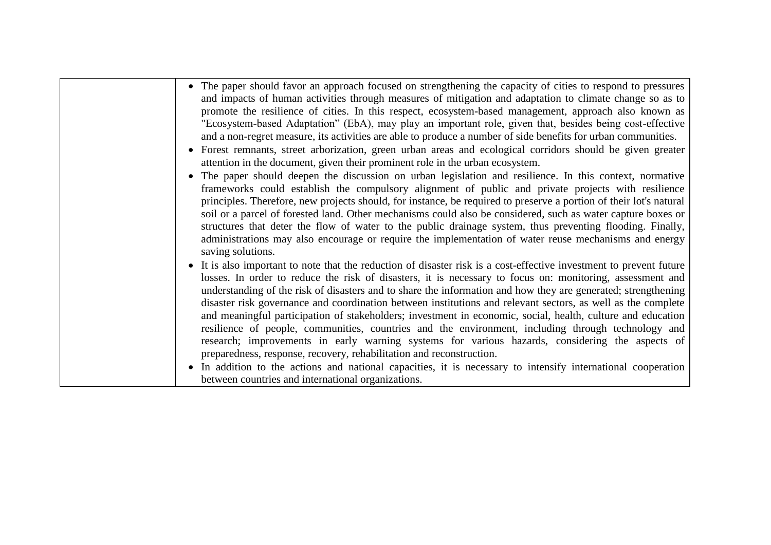|  |  |
|---|---|
|  | • The paper should favor an approach focused on strengthening the capacity of cities to respond to pressures and impacts of human activities through measures of mitigation and adaptation to climate change so as to promote the resilience of cities. In this respect, ecosystem-based management, approach also known as "Ecosystem-based Adaptation" (EbA), may play an important role, given that, besides being cost-effective and a non-regret measure, its activities are able to produce a number of side benefits for urban communities.<br>• Forest remnants, street arborization, green urban areas and ecological corridors should be given greater attention in the document, given their prominent role in the urban ecosystem.<br>• The paper should deepen the discussion on urban legislation and resilience. In this context, normative frameworks could establish the compulsory alignment of public and private projects with resilience principles. Therefore, new projects should, for instance, be required to preserve a portion of their lot's natural soil or a parcel of forested land. Other mechanisms could also be considered, such as water capture boxes or structures that deter the flow of water to the public drainage system, thus preventing flooding. Finally, administrations may also encourage or require the implementation of water reuse mechanisms and energy saving solutions.<br>• It is also important to note that the reduction of disaster risk is a cost-effective investment to prevent future losses. In order to reduce the risk of disasters, it is necessary to focus on: monitoring, assessment and understanding of the risk of disasters and to share the information and how they are generated; strengthening disaster risk governance and coordination between institutions and relevant sectors, as well as the complete and meaningful participation of stakeholders; investment in economic, social, health, culture and education resilience of people, communities, countries and the environment, including through technology and research; improvements in early warning systems for various hazards, considering the aspects of preparedness, response, recovery, rehabilitation and reconstruction.<br>• In addition to the actions and national capacities, it is necessary to intensify international cooperation between countries and international organizations. |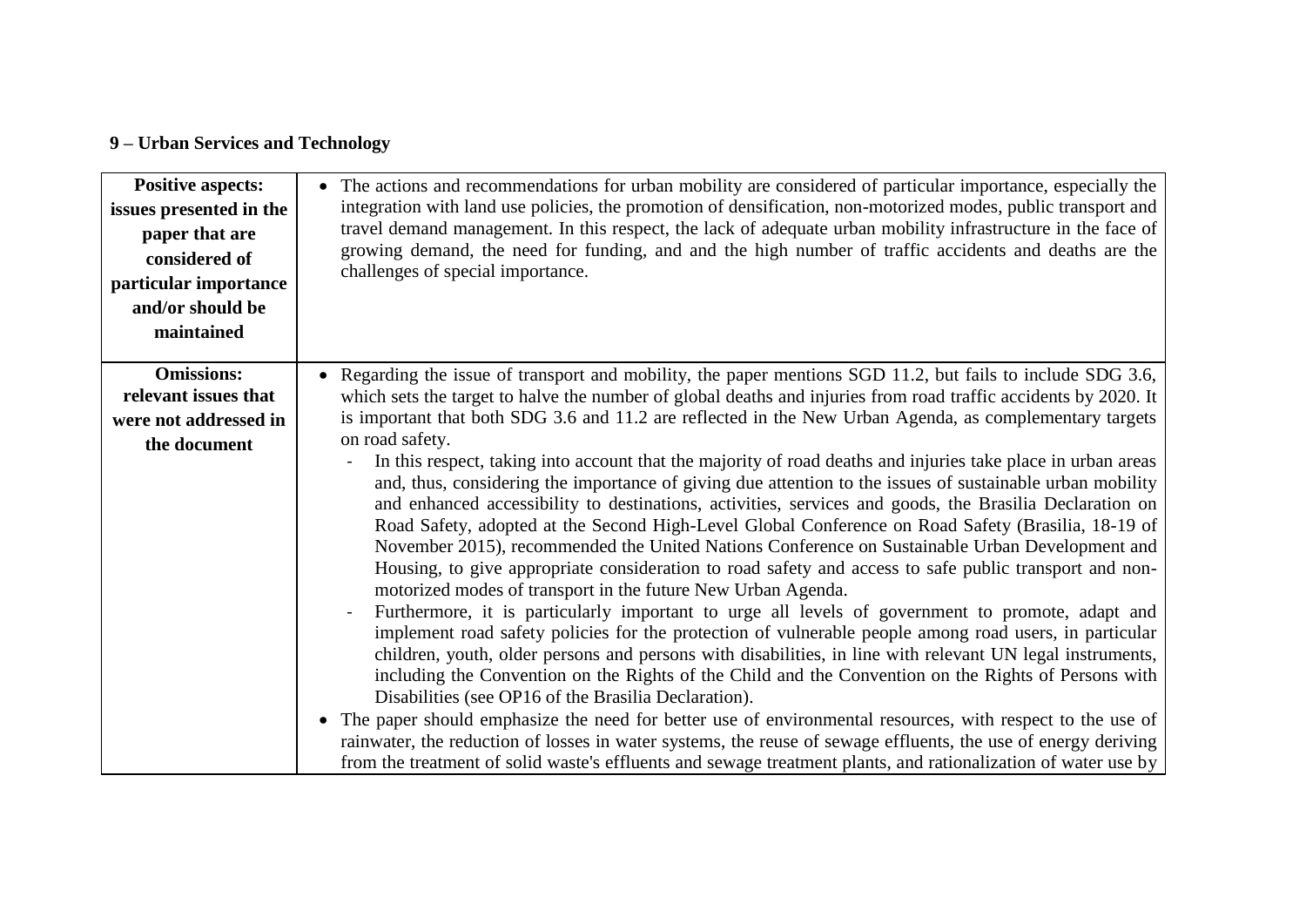**9 – Urban Services and Technology**

| | |
|---|---|
| **Positive aspects: issues presented in the paper that are considered of particular importance and/or should be maintained** | • The actions and recommendations for urban mobility are considered of particular importance, especially the integration with land use policies, the promotion of densification, non-motorized modes, public transport and travel demand management. In this respect, the lack of adequate urban mobility infrastructure in the face of growing demand, the need for funding, and and the high number of traffic accidents and deaths are the challenges of special importance. |
| **Omissions: relevant issues that were not addressed in the document** | • Regarding the issue of transport and mobility, the paper mentions SGD 11.2, but fails to include SDG 3.6, which sets the target to halve the number of global deaths and injuries from road traffic accidents by 2020. It is important that both SDG 3.6 and 11.2 are reflected in the New Urban Agenda, as complementary targets on road safety.<br>- In this respect, taking into account that the majority of road deaths and injuries take place in urban areas and, thus, considering the importance of giving due attention to the issues of sustainable urban mobility and enhanced accessibility to destinations, activities, services and goods, the Brasilia Declaration on Road Safety, adopted at the Second High-Level Global Conference on Road Safety (Brasilia, 18-19 of November 2015), recommended the United Nations Conference on Sustainable Urban Development and Housing, to give appropriate consideration to road safety and access to safe public transport and non-motorized modes of transport in the future New Urban Agenda.<br>- Furthermore, it is particularly important to urge all levels of government to promote, adapt and implement road safety policies for the protection of vulnerable people among road users, in particular children, youth, older persons and persons with disabilities, in line with relevant UN legal instruments, including the Convention on the Rights of the Child and the Convention on the Rights of Persons with Disabilities (see OP16 of the Brasilia Declaration).<br>• The paper should emphasize the need for better use of environmental resources, with respect to the use of rainwater, the reduction of losses in water systems, the reuse of sewage effluents, the use of energy deriving from the treatment of solid waste's effluents and sewage treatment plants, and rationalization of water use by |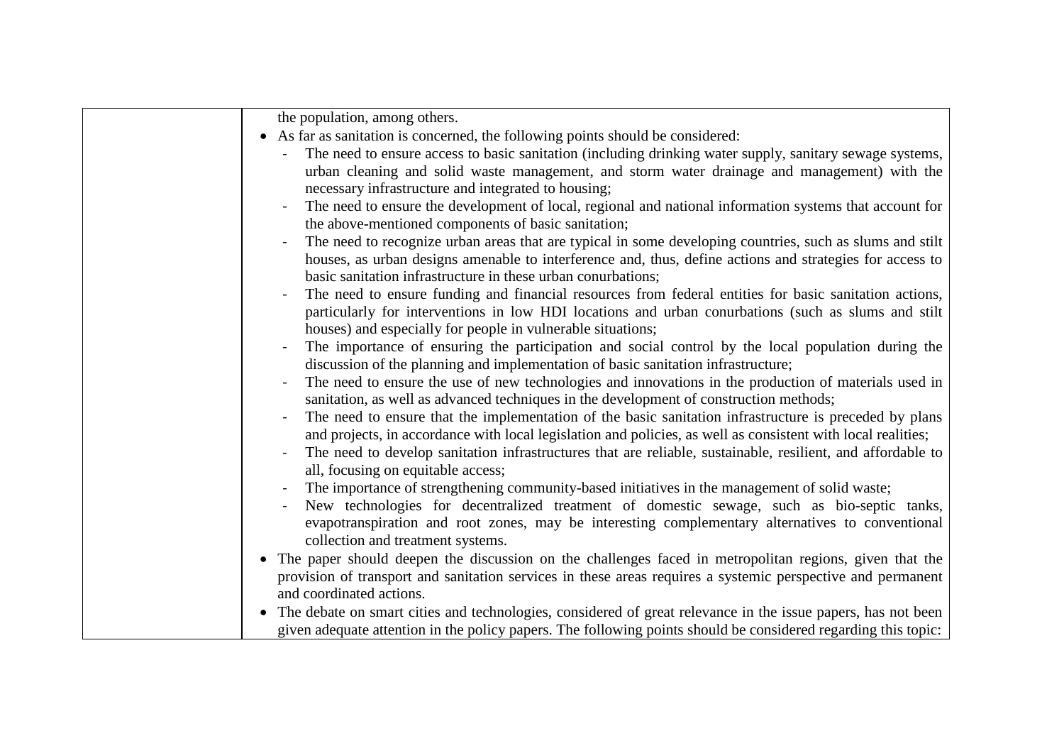| | the population, among others.<br>• As far as sanitation is concerned, the following points should be considered:<br>- The need to ensure access to basic sanitation (including drinking water supply, sanitary sewage systems, urban cleaning and solid waste management, and storm water drainage and management) with the necessary infrastructure and integrated to housing;<br>- The need to ensure the development of local, regional and national information systems that account for the above-mentioned components of basic sanitation;<br>- The need to recognize urban areas that are typical in some developing countries, such as slums and stilt houses, as urban designs amenable to interference and, thus, define actions and strategies for access to basic sanitation infrastructure in these urban conurbations;<br>- The need to ensure funding and financial resources from federal entities for basic sanitation actions, particularly for interventions in low HDI locations and urban conurbations (such as slums and stilt houses) and especially for people in vulnerable situations;<br>- The importance of ensuring the participation and social control by the local population during the discussion of the planning and implementation of basic sanitation infrastructure;<br>- The need to ensure the use of new technologies and innovations in the production of materials used in sanitation, as well as advanced techniques in the development of construction methods;<br>- The need to ensure that the implementation of the basic sanitation infrastructure is preceded by plans and projects, in accordance with local legislation and policies, as well as consistent with local realities;<br>- The need to develop sanitation infrastructures that are reliable, sustainable, resilient, and affordable to all, focusing on equitable access;<br>- The importance of strengthening community-based initiatives in the management of solid waste;<br>- New technologies for decentralized treatment of domestic sewage, such as bio-septic tanks, evapotranspiration and root zones, may be interesting complementary alternatives to conventional collection and treatment systems.<br>• The paper should deepen the discussion on the challenges faced in metropolitan regions, given that the provision of transport and sanitation services in these areas requires a systemic perspective and permanent and coordinated actions.<br>• The debate on smart cities and technologies, considered of great relevance in the issue papers, has not been given adequate attention in the policy papers. The following points should be considered regarding this topic: |
|---|---|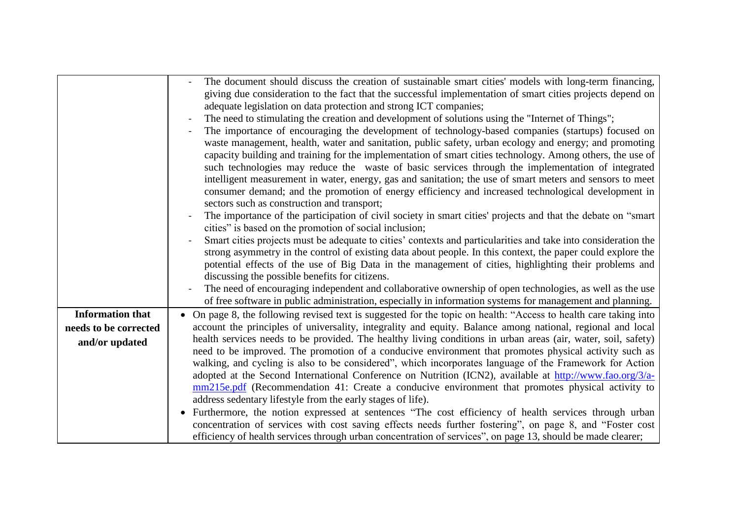| | |
|---|---|
| | - The document should discuss the creation of sustainable smart cities' models with long-term financing, giving due consideration to the fact that the successful implementation of smart cities projects depend on adequate legislation on data protection and strong ICT companies;<br>- The need to stimulating the creation and development of solutions using the "Internet of Things";<br>- The importance of encouraging the development of technology-based companies (startups) focused on waste management, health, water and sanitation, public safety, urban ecology and energy; and promoting capacity building and training for the implementation of smart cities technology. Among others, the use of such technologies may reduce the waste of basic services through the implementation of integrated intelligent measurement in water, energy, gas and sanitation; the use of smart meters and sensors to meet consumer demand; and the promotion of energy efficiency and increased technological development in sectors such as construction and transport;<br>- The importance of the participation of civil society in smart cities' projects and that the debate on "smart cities" is based on the promotion of social inclusion;<br>- Smart cities projects must be adequate to cities' contexts and particularities and take into consideration the strong asymmetry in the control of existing data about people. In this context, the paper could explore the potential effects of the use of Big Data in the management of cities, highlighting their problems and discussing the possible benefits for citizens.<br>- The need of encouraging independent and collaborative ownership of open technologies, as well as the use of free software in public administration, especially in information systems for management and planning. |
| **Information that needs to be corrected and/or updated** | • On page 8, the following revised text is suggested for the topic on health: "Access to health care taking into account the principles of universality, integrality and equity. Balance among national, regional and local health services needs to be provided. The healthy living conditions in urban areas (air, water, soil, safety) need to be improved. The promotion of a conducive environment that promotes physical activity such as walking, and cycling is also to be considered", which incorporates language of the Framework for Action adopted at the Second International Conference on Nutrition (ICN2), available at [http://www.fao.org/3/a-mm215e.pdf](http://www.fao.org/3/a-mm215e.pdf) (Recommendation 41: Create a conducive environment that promotes physical activity to address sedentary lifestyle from the early stages of life).<br>• Furthermore, the notion expressed at sentences "The cost efficiency of health services through urban concentration of services with cost saving effects needs further fostering", on page 8, and "Foster cost efficiency of health services through urban concentration of services", on page 13, should be made clearer; |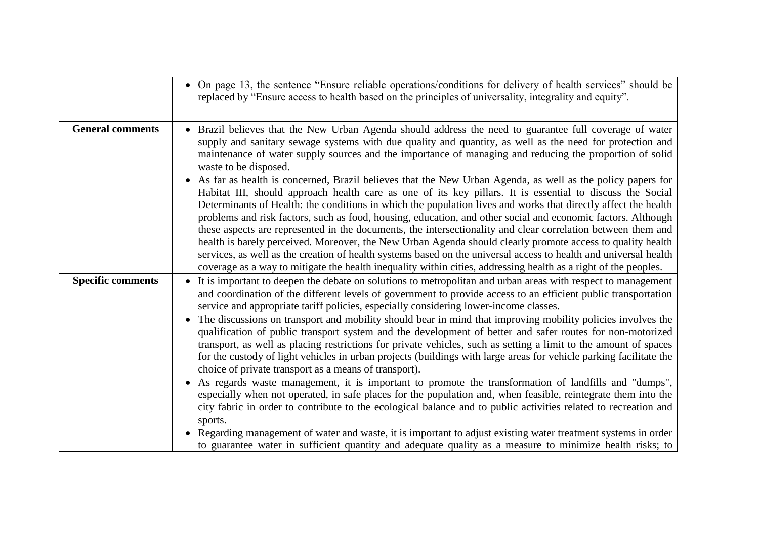| | |
|---|---|
| | • On page 13, the sentence "Ensure reliable operations/conditions for delivery of health services" should be replaced by "Ensure access to health based on the principles of universality, integrality and equity". |
| **General comments** | • Brazil believes that the New Urban Agenda should address the need to guarantee full coverage of water supply and sanitary sewage systems with due quality and quantity, as well as the need for protection and maintenance of water supply sources and the importance of managing and reducing the proportion of solid waste to be disposed.<br>• As far as health is concerned, Brazil believes that the New Urban Agenda, as well as the policy papers for Habitat III, should approach health care as one of its key pillars. It is essential to discuss the Social Determinants of Health: the conditions in which the population lives and works that directly affect the health problems and risk factors, such as food, housing, education, and other social and economic factors. Although these aspects are represented in the documents, the intersectionality and clear correlation between them and health is barely perceived. Moreover, the New Urban Agenda should clearly promote access to quality health services, as well as the creation of health systems based on the universal access to health and universal health coverage as a way to mitigate the health inequality within cities, addressing health as a right of the peoples. |
| **Specific comments** | • It is important to deepen the debate on solutions to metropolitan and urban areas with respect to management and coordination of the different levels of government to provide access to an efficient public transportation service and appropriate tariff policies, especially considering lower-income classes.<br>• The discussions on transport and mobility should bear in mind that improving mobility policies involves the qualification of public transport system and the development of better and safer routes for non-motorized transport, as well as placing restrictions for private vehicles, such as setting a limit to the amount of spaces for the custody of light vehicles in urban projects (buildings with large areas for vehicle parking facilitate the choice of private transport as a means of transport).<br>• As regards waste management, it is important to promote the transformation of landfills and "dumps", especially when not operated, in safe places for the population and, when feasible, reintegrate them into the city fabric in order to contribute to the ecological balance and to public activities related to recreation and sports.<br>• Regarding management of water and waste, it is important to adjust existing water treatment systems in order to guarantee water in sufficient quantity and adequate quality as a measure to minimize health risks; to |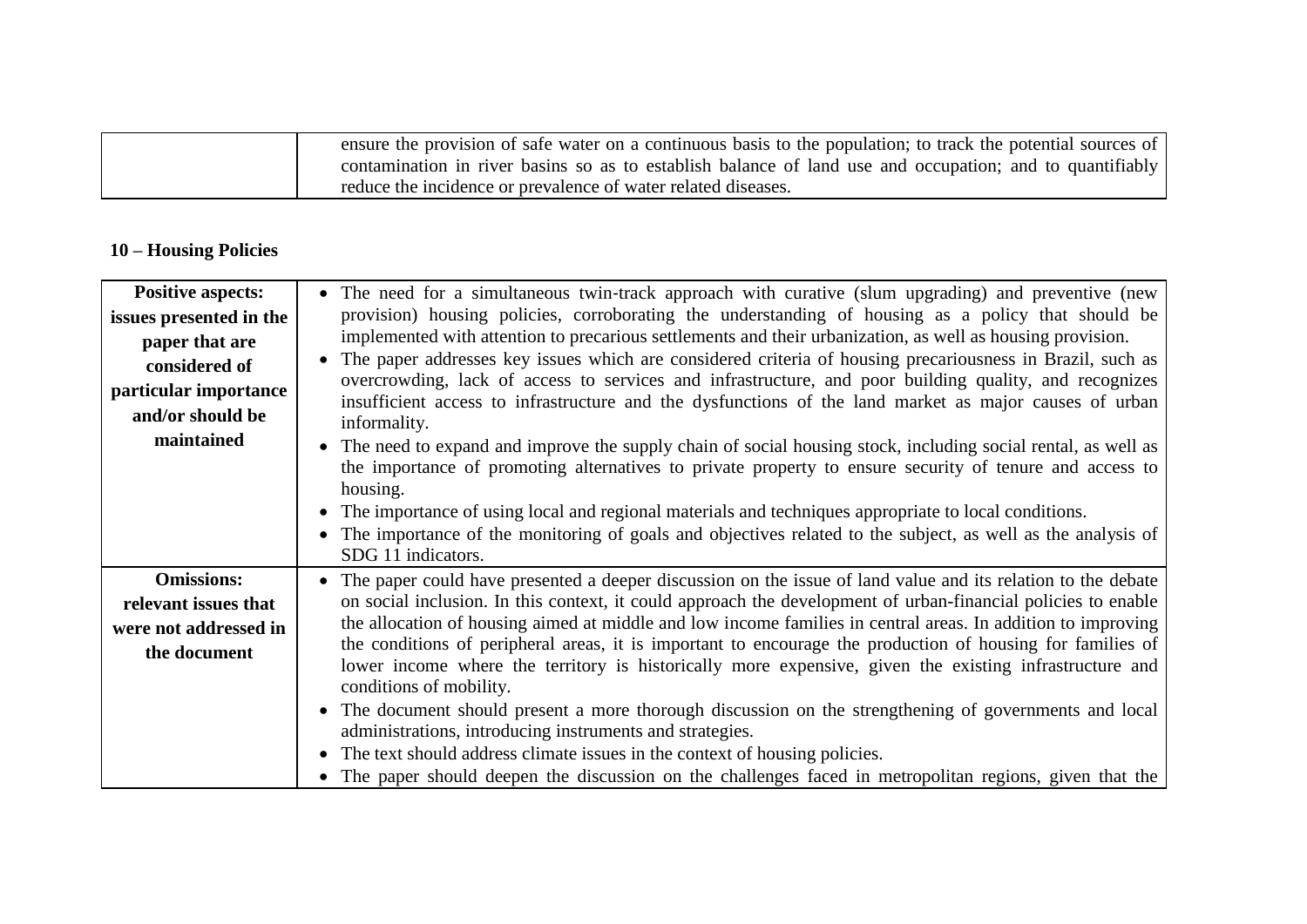| | |
|---|---|
| | ensure the provision of safe water on a continuous basis to the population; to track the potential sources of contamination in river basins so as to establish balance of land use and occupation; and to quantifiably reduce the incidence or prevalence of water related diseases. |

**10 – Housing Policies**

| | |
|---|---|
| **Positive aspects: issues presented in the paper that are considered of particular importance and/or should be maintained** | • The need for a simultaneous twin-track approach with curative (slum upgrading) and preventive (new provision) housing policies, corroborating the understanding of housing as a policy that should be implemented with attention to precarious settlements and their urbanization, as well as housing provision.<br>• The paper addresses key issues which are considered criteria of housing precariousness in Brazil, such as overcrowding, lack of access to services and infrastructure, and poor building quality, and recognizes insufficient access to infrastructure and the dysfunctions of the land market as major causes of urban informality.<br>• The need to expand and improve the supply chain of social housing stock, including social rental, as well as the importance of promoting alternatives to private property to ensure security of tenure and access to housing.<br>• The importance of using local and regional materials and techniques appropriate to local conditions.<br>• The importance of the monitoring of goals and objectives related to the subject, as well as the analysis of SDG 11 indicators. |
| **Omissions: relevant issues that were not addressed in the document** | • The paper could have presented a deeper discussion on the issue of land value and its relation to the debate on social inclusion. In this context, it could approach the development of urban-financial policies to enable the allocation of housing aimed at middle and low income families in central areas. In addition to improving the conditions of peripheral areas, it is important to encourage the production of housing for families of lower income where the territory is historically more expensive, given the existing infrastructure and conditions of mobility.<br>• The document should present a more thorough discussion on the strengthening of governments and local administrations, introducing instruments and strategies.<br>• The text should address climate issues in the context of housing policies.<br>• The paper should deepen the discussion on the challenges faced in metropolitan regions, given that the |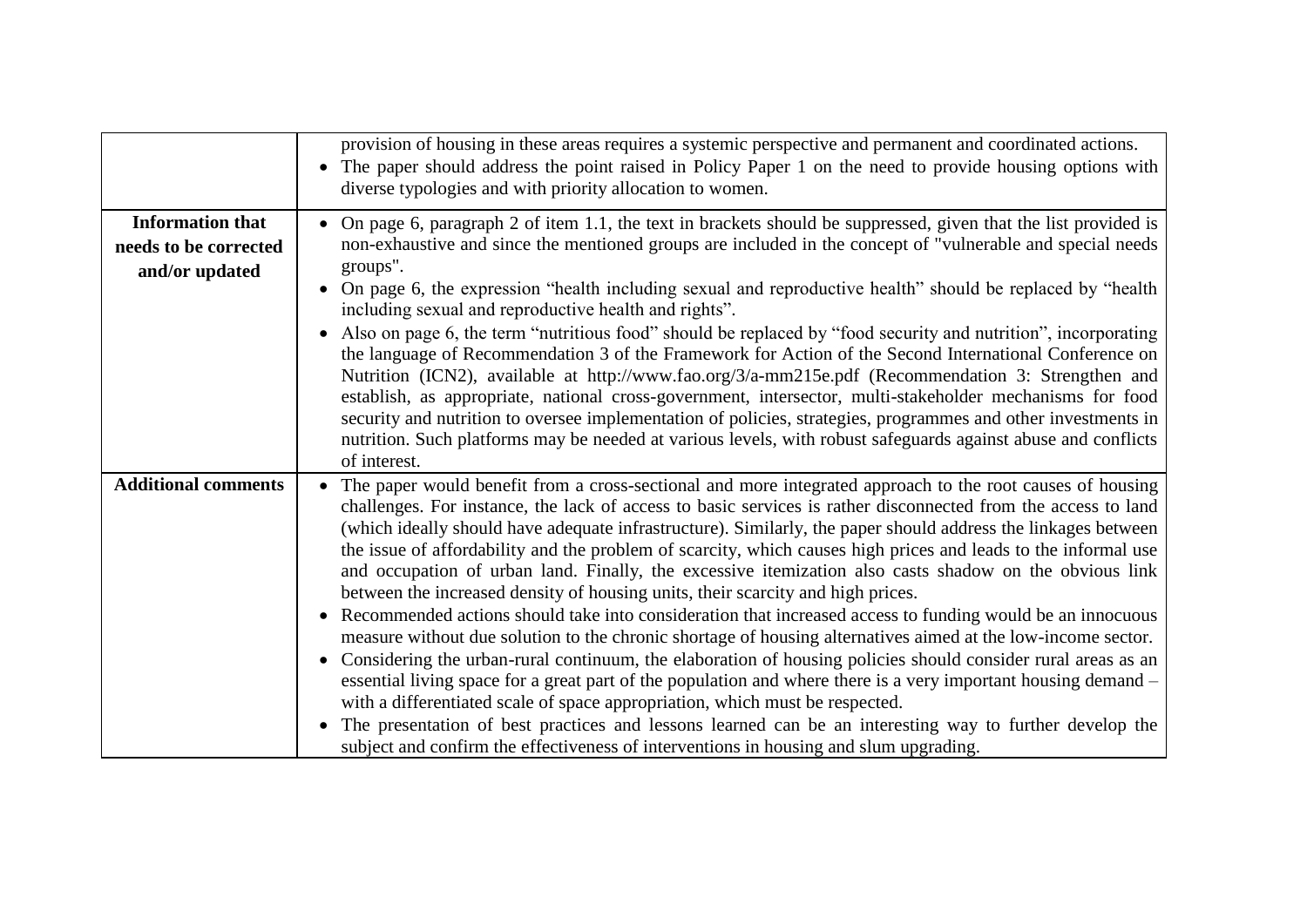| | |
|---|---|
| | provision of housing in these areas requires a systemic perspective and permanent and coordinated actions.<br>• The paper should address the point raised in Policy Paper 1 on the need to provide housing options with diverse typologies and with priority allocation to women. |
| **Information that needs to be corrected and/or updated** | • On page 6, paragraph 2 of item 1.1, the text in brackets should be suppressed, given that the list provided is non-exhaustive and since the mentioned groups are included in the concept of "vulnerable and special needs groups".<br>• On page 6, the expression "health including sexual and reproductive health" should be replaced by "health including sexual and reproductive health and rights".<br>• Also on page 6, the term "nutritious food" should be replaced by "food security and nutrition", incorporating the language of Recommendation 3 of the Framework for Action of the Second International Conference on Nutrition (ICN2), available at http://www.fao.org/3/a-mm215e.pdf (Recommendation 3: Strengthen and establish, as appropriate, national cross-government, intersector, multi-stakeholder mechanisms for food security and nutrition to oversee implementation of policies, strategies, programmes and other investments in nutrition. Such platforms may be needed at various levels, with robust safeguards against abuse and conflicts of interest. |
| **Additional comments** | • The paper would benefit from a cross-sectional and more integrated approach to the root causes of housing challenges. For instance, the lack of access to basic services is rather disconnected from the access to land (which ideally should have adequate infrastructure). Similarly, the paper should address the linkages between the issue of affordability and the problem of scarcity, which causes high prices and leads to the informal use and occupation of urban land. Finally, the excessive itemization also casts shadow on the obvious link between the increased density of housing units, their scarcity and high prices.<br>• Recommended actions should take into consideration that increased access to funding would be an innocuous measure without due solution to the chronic shortage of housing alternatives aimed at the low-income sector.<br>• Considering the urban-rural continuum, the elaboration of housing policies should consider rural areas as an essential living space for a great part of the population and where there is a very important housing demand – with a differentiated scale of space appropriation, which must be respected.<br>• The presentation of best practices and lessons learned can be an interesting way to further develop the subject and confirm the effectiveness of interventions in housing and slum upgrading. |